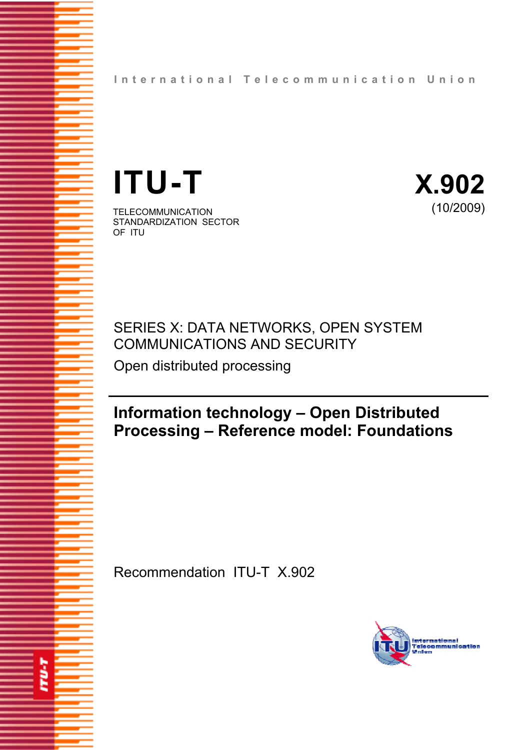International Telecommunication Union

# ITU-T

TELECOMMUNICATION
STANDARDIZATION SECTOR
OF ITU

**X.902**
(10/2009)

SERIES X: DATA NETWORKS, OPEN SYSTEM COMMUNICATIONS AND SECURITY

Open distributed processing

## Information technology – Open Distributed Processing – Reference model: Foundations

Recommendation ITU-T X.902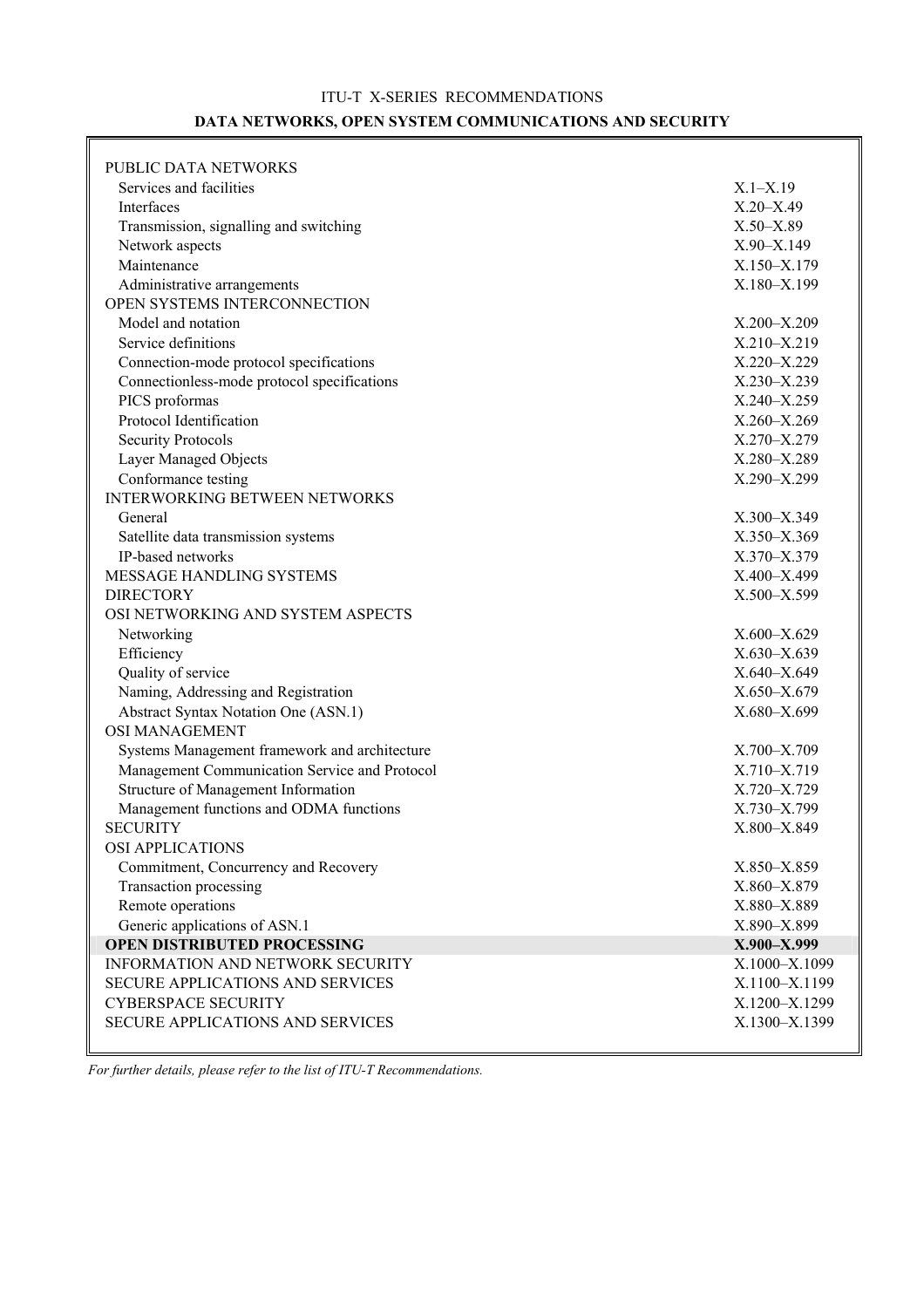ITU-T X-SERIES RECOMMENDATIONS

**DATA NETWORKS, OPEN SYSTEM COMMUNICATIONS AND SECURITY**

| | |
|---|---|
| PUBLIC DATA NETWORKS | |
| Services and facilities | X.1–X.19 |
| Interfaces | X.20–X.49 |
| Transmission, signalling and switching | X.50–X.89 |
| Network aspects | X.90–X.149 |
| Maintenance | X.150–X.179 |
| Administrative arrangements | X.180–X.199 |
| OPEN SYSTEMS INTERCONNECTION | |
| Model and notation | X.200–X.209 |
| Service definitions | X.210–X.219 |
| Connection-mode protocol specifications | X.220–X.229 |
| Connectionless-mode protocol specifications | X.230–X.239 |
| PICS proformas | X.240–X.259 |
| Protocol Identification | X.260–X.269 |
| Security Protocols | X.270–X.279 |
| Layer Managed Objects | X.280–X.289 |
| Conformance testing | X.290–X.299 |
| INTERWORKING BETWEEN NETWORKS | |
| General | X.300–X.349 |
| Satellite data transmission systems | X.350–X.369 |
| IP-based networks | X.370–X.379 |
| MESSAGE HANDLING SYSTEMS | X.400–X.499 |
| DIRECTORY | X.500–X.599 |
| OSI NETWORKING AND SYSTEM ASPECTS | |
| Networking | X.600–X.629 |
| Efficiency | X.630–X.639 |
| Quality of service | X.640–X.649 |
| Naming, Addressing and Registration | X.650–X.679 |
| Abstract Syntax Notation One (ASN.1) | X.680–X.699 |
| OSI MANAGEMENT | |
| Systems Management framework and architecture | X.700–X.709 |
| Management Communication Service and Protocol | X.710–X.719 |
| Structure of Management Information | X.720–X.729 |
| Management functions and ODMA functions | X.730–X.799 |
| SECURITY | X.800–X.849 |
| OSI APPLICATIONS | |
| Commitment, Concurrency and Recovery | X.850–X.859 |
| Transaction processing | X.860–X.879 |
| Remote operations | X.880–X.889 |
| Generic applications of ASN.1 | X.890–X.899 |
| **OPEN DISTRIBUTED PROCESSING** | **X.900–X.999** |
| INFORMATION AND NETWORK SECURITY | X.1000–X.1099 |
| SECURE APPLICATIONS AND SERVICES | X.1100–X.1199 |
| CYBERSPACE SECURITY | X.1200–X.1299 |
| SECURE APPLICATIONS AND SERVICES | X.1300–X.1399 |

*For further details, please refer to the list of ITU-T Recommendations.*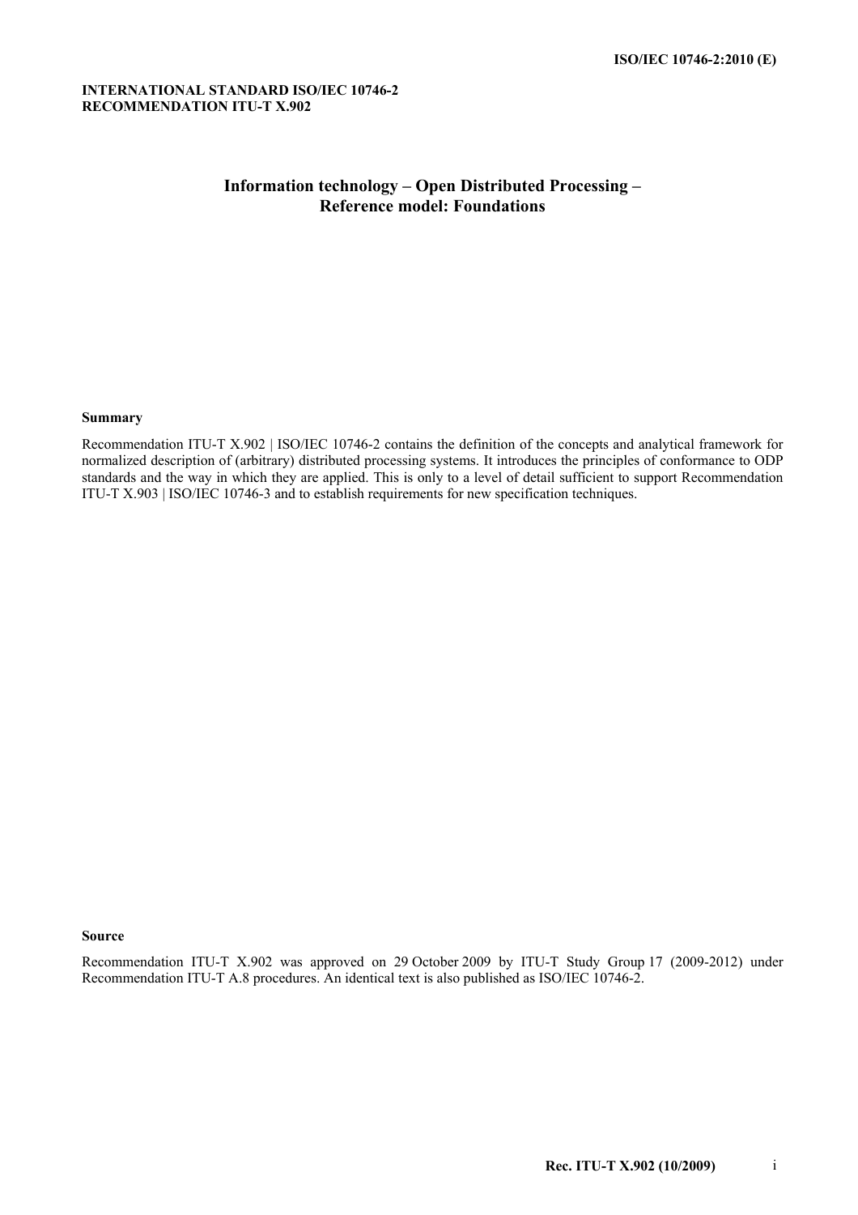**INTERNATIONAL STANDARD ISO/IEC 10746-2**
**RECOMMENDATION ITU-T X.902**

# Information technology – Open Distributed Processing – Reference model: Foundations

## Summary

Recommendation ITU-T X.902 | ISO/IEC 10746-2 contains the definition of the concepts and analytical framework for normalized description of (arbitrary) distributed processing systems. It introduces the principles of conformance to ODP standards and the way in which they are applied. This is only to a level of detail sufficient to support Recommendation ITU-T X.903 | ISO/IEC 10746-3 and to establish requirements for new specification techniques.

## Source

Recommendation ITU-T X.902 was approved on 29 October 2009 by ITU-T Study Group 17 (2009-2012) under Recommendation ITU-T A.8 procedures. An identical text is also published as ISO/IEC 10746-2.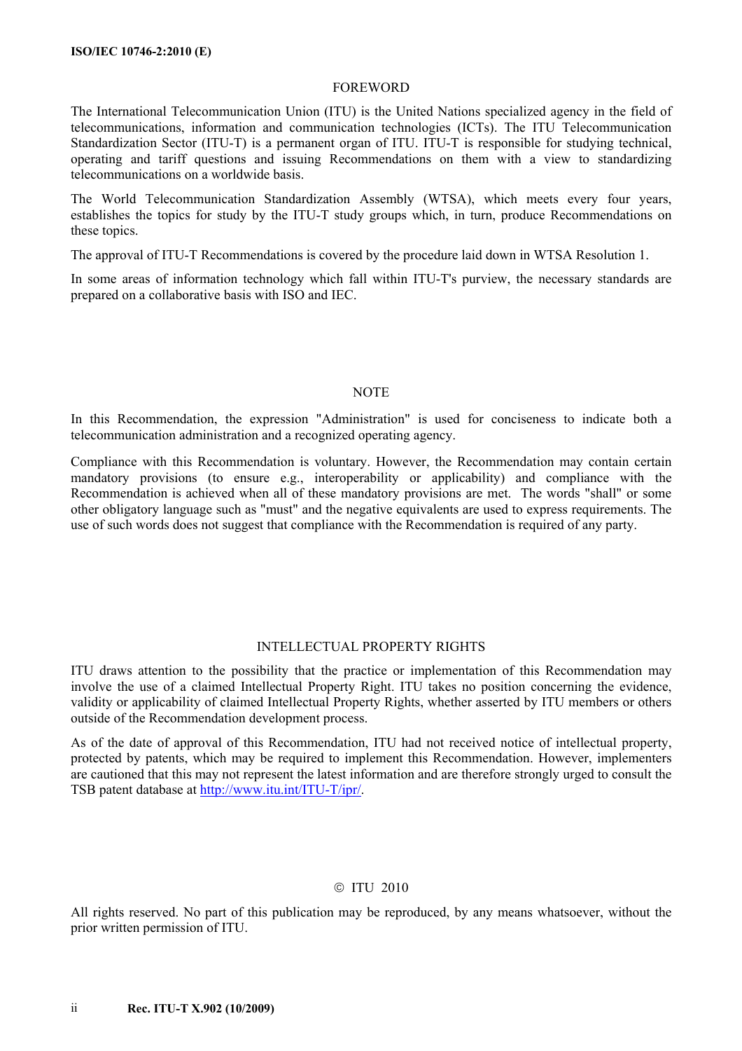## FOREWORD

The International Telecommunication Union (ITU) is the United Nations specialized agency in the field of telecommunications, information and communication technologies (ICTs). The ITU Telecommunication Standardization Sector (ITU-T) is a permanent organ of ITU. ITU-T is responsible for studying technical, operating and tariff questions and issuing Recommendations on them with a view to standardizing telecommunications on a worldwide basis.

The World Telecommunication Standardization Assembly (WTSA), which meets every four years, establishes the topics for study by the ITU-T study groups which, in turn, produce Recommendations on these topics.

The approval of ITU-T Recommendations is covered by the procedure laid down in WTSA Resolution 1.

In some areas of information technology which fall within ITU-T's purview, the necessary standards are prepared on a collaborative basis with ISO and IEC.

## NOTE

In this Recommendation, the expression "Administration" is used for conciseness to indicate both a telecommunication administration and a recognized operating agency.

Compliance with this Recommendation is voluntary. However, the Recommendation may contain certain mandatory provisions (to ensure e.g., interoperability or applicability) and compliance with the Recommendation is achieved when all of these mandatory provisions are met. The words "shall" or some other obligatory language such as "must" and the negative equivalents are used to express requirements. The use of such words does not suggest that compliance with the Recommendation is required of any party.

## INTELLECTUAL PROPERTY RIGHTS

ITU draws attention to the possibility that the practice or implementation of this Recommendation may involve the use of a claimed Intellectual Property Right. ITU takes no position concerning the evidence, validity or applicability of claimed Intellectual Property Rights, whether asserted by ITU members or others outside of the Recommendation development process.

As of the date of approval of this Recommendation, ITU had not received notice of intellectual property, protected by patents, which may be required to implement this Recommendation. However, implementers are cautioned that this may not represent the latest information and are therefore strongly urged to consult the TSB patent database at http://www.itu.int/ITU-T/ipr/.

© ITU 2010

All rights reserved. No part of this publication may be reproduced, by any means whatsoever, without the prior written permission of ITU.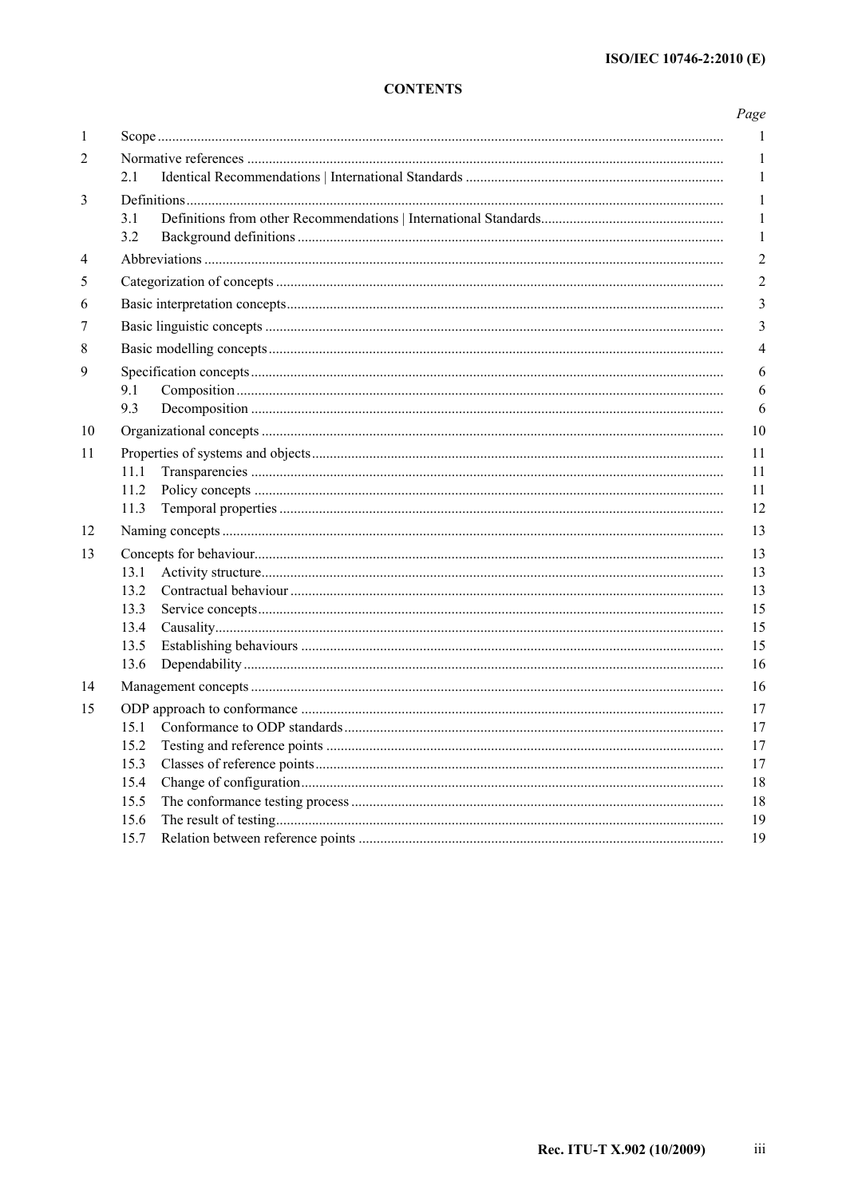**CONTENTS**

| | | Page |
|---|---|---|
| 1 | Scope | 1 |
| 2 | Normative references | 1 |
| | 2.1 Identical Recommendations \| International Standards | 1 |
| 3 | Definitions | 1 |
| | 3.1 Definitions from other Recommendations \| International Standards | 1 |
| | 3.2 Background definitions | 1 |
| 4 | Abbreviations | 2 |
| 5 | Categorization of concepts | 2 |
| 6 | Basic interpretation concepts | 3 |
| 7 | Basic linguistic concepts | 3 |
| 8 | Basic modelling concepts | 4 |
| 9 | Specification concepts | 6 |
| | 9.1 Composition | 6 |
| | 9.3 Decomposition | 6 |
| 10 | Organizational concepts | 10 |
| 11 | Properties of systems and objects | 11 |
| | 11.1 Transparencies | 11 |
| | 11.2 Policy concepts | 11 |
| | 11.3 Temporal properties | 12 |
| 12 | Naming concepts | 13 |
| 13 | Concepts for behaviour | 13 |
| | 13.1 Activity structure | 13 |
| | 13.2 Contractual behaviour | 13 |
| | 13.3 Service concepts | 15 |
| | 13.4 Causality | 15 |
| | 13.5 Establishing behaviours | 15 |
| | 13.6 Dependability | 16 |
| 14 | Management concepts | 16 |
| 15 | ODP approach to conformance | 17 |
| | 15.1 Conformance to ODP standards | 17 |
| | 15.2 Testing and reference points | 17 |
| | 15.3 Classes of reference points | 17 |
| | 15.4 Change of configuration | 18 |
| | 15.5 The conformance testing process | 18 |
| | 15.6 The result of testing | 19 |
| | 15.7 Relation between reference points | 19 |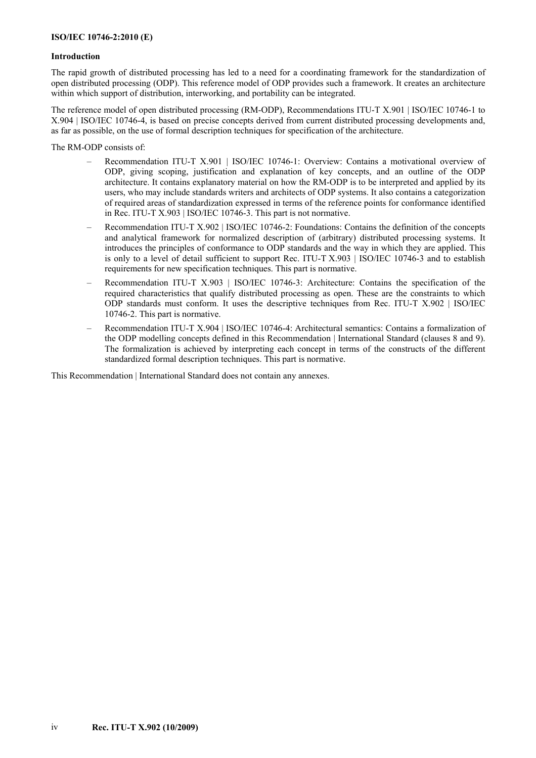## Introduction

The rapid growth of distributed processing has led to a need for a coordinating framework for the standardization of open distributed processing (ODP). This reference model of ODP provides such a framework. It creates an architecture within which support of distribution, interworking, and portability can be integrated.

The reference model of open distributed processing (RM-ODP), Recommendations ITU-T X.901 | ISO/IEC 10746-1 to X.904 | ISO/IEC 10746-4, is based on precise concepts derived from current distributed processing developments and, as far as possible, on the use of formal description techniques for specification of the architecture.

The RM-ODP consists of:

- Recommendation ITU-T X.901 | ISO/IEC 10746-1: Overview: Contains a motivational overview of ODP, giving scoping, justification and explanation of key concepts, and an outline of the ODP architecture. It contains explanatory material on how the RM-ODP is to be interpreted and applied by its users, who may include standards writers and architects of ODP systems. It also contains a categorization of required areas of standardization expressed in terms of the reference points for conformance identified in Rec. ITU-T X.903 | ISO/IEC 10746-3. This part is not normative.
- Recommendation ITU-T X.902 | ISO/IEC 10746-2: Foundations: Contains the definition of the concepts and analytical framework for normalized description of (arbitrary) distributed processing systems. It introduces the principles of conformance to ODP standards and the way in which they are applied. This is only to a level of detail sufficient to support Rec. ITU-T X.903 | ISO/IEC 10746-3 and to establish requirements for new specification techniques. This part is normative.
- Recommendation ITU-T X.903 | ISO/IEC 10746-3: Architecture: Contains the specification of the required characteristics that qualify distributed processing as open. These are the constraints to which ODP standards must conform. It uses the descriptive techniques from Rec. ITU-T X.902 | ISO/IEC 10746-2. This part is normative.
- Recommendation ITU-T X.904 | ISO/IEC 10746-4: Architectural semantics: Contains a formalization of the ODP modelling concepts defined in this Recommendation | International Standard (clauses 8 and 9). The formalization is achieved by interpreting each concept in terms of the constructs of the different standardized formal description techniques. This part is normative.

This Recommendation | International Standard does not contain any annexes.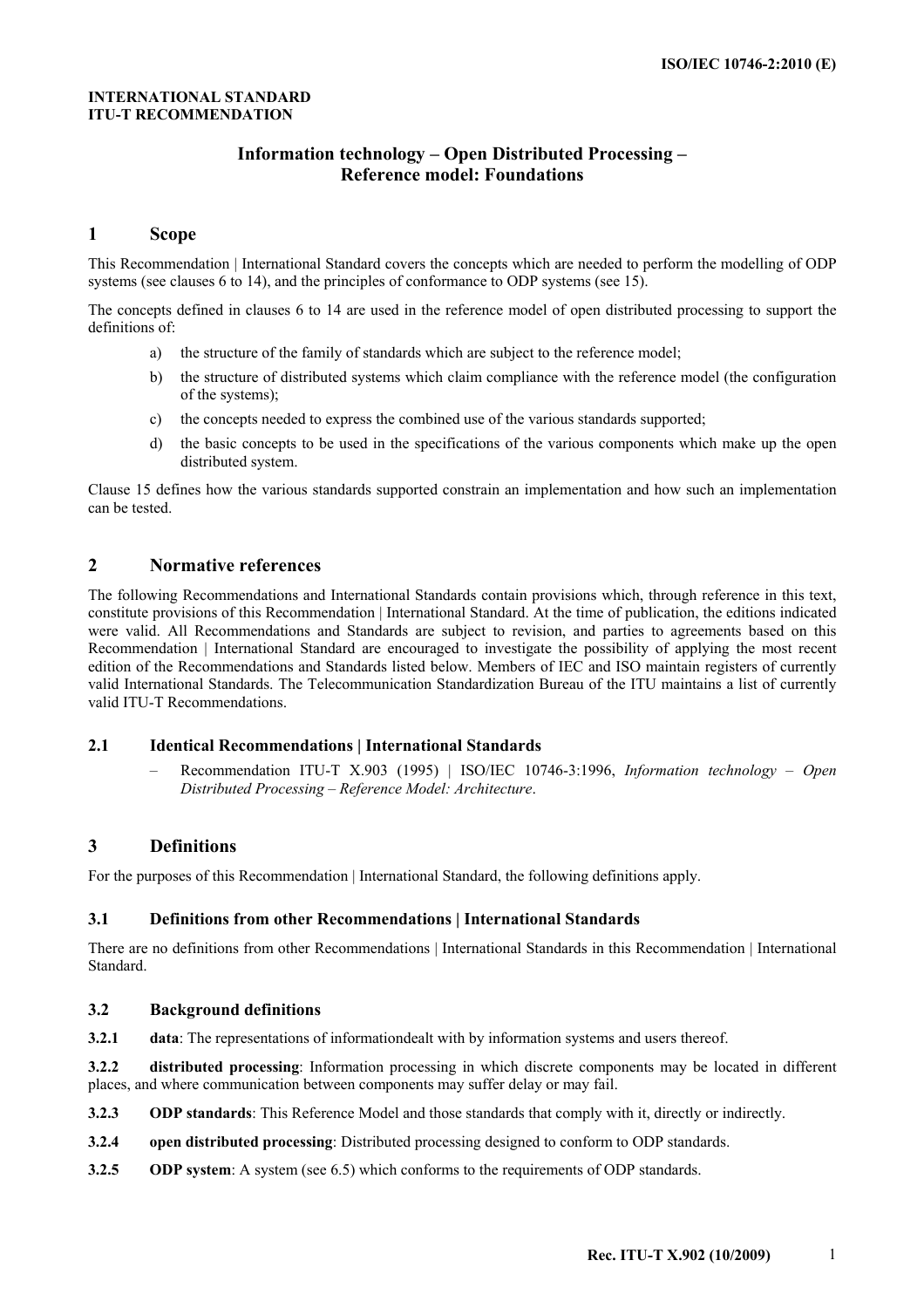**INTERNATIONAL STANDARD**
**ITU-T RECOMMENDATION**

# Information technology – Open Distributed Processing – Reference model: Foundations

## 1 Scope

This Recommendation | International Standard covers the concepts which are needed to perform the modelling of ODP systems (see clauses 6 to 14), and the principles of conformance to ODP systems (see 15).

The concepts defined in clauses 6 to 14 are used in the reference model of open distributed processing to support the definitions of:

a) the structure of the family of standards which are subject to the reference model;

b) the structure of distributed systems which claim compliance with the reference model (the configuration of the systems);

c) the concepts needed to express the combined use of the various standards supported;

d) the basic concepts to be used in the specifications of the various components which make up the open distributed system.

Clause 15 defines how the various standards supported constrain an implementation and how such an implementation can be tested.

## 2 Normative references

The following Recommendations and International Standards contain provisions which, through reference in this text, constitute provisions of this Recommendation | International Standard. At the time of publication, the editions indicated were valid. All Recommendations and Standards are subject to revision, and parties to agreements based on this Recommendation | International Standard are encouraged to investigate the possibility of applying the most recent edition of the Recommendations and Standards listed below. Members of IEC and ISO maintain registers of currently valid International Standards. The Telecommunication Standardization Bureau of the ITU maintains a list of currently valid ITU-T Recommendations.

### 2.1 Identical Recommendations | International Standards

– Recommendation ITU-T X.903 (1995) | ISO/IEC 10746-3:1996, *Information technology – Open Distributed Processing – Reference Model: Architecture*.

## 3 Definitions

For the purposes of this Recommendation | International Standard, the following definitions apply.

### 3.1 Definitions from other Recommendations | International Standards

There are no definitions from other Recommendations | International Standards in this Recommendation | International Standard.

### 3.2 Background definitions

**3.2.1 data**: The representations of informationdealt with by information systems and users thereof.

**3.2.2 distributed processing**: Information processing in which discrete components may be located in different places, and where communication between components may suffer delay or may fail.

**3.2.3 ODP standards**: This Reference Model and those standards that comply with it, directly or indirectly.

**3.2.4 open distributed processing**: Distributed processing designed to conform to ODP standards.

**3.2.5 ODP system**: A system (see 6.5) which conforms to the requirements of ODP standards.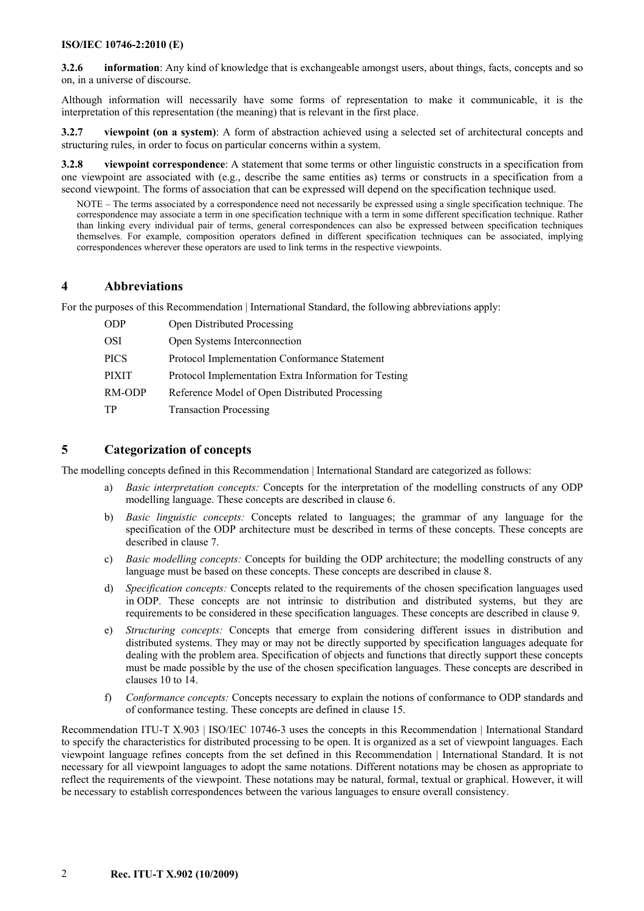**3.2.6 information**: Any kind of knowledge that is exchangeable amongst users, about things, facts, concepts and so on, in a universe of discourse.

Although information will necessarily have some forms of representation to make it communicable, it is the interpretation of this representation (the meaning) that is relevant in the first place.

**3.2.7 viewpoint (on a system)**: A form of abstraction achieved using a selected set of architectural concepts and structuring rules, in order to focus on particular concerns within a system.

**3.2.8 viewpoint correspondence**: A statement that some terms or other linguistic constructs in a specification from one viewpoint are associated with (e.g., describe the same entities as) terms or constructs in a specification from a second viewpoint. The forms of association that can be expressed will depend on the specification technique used.

NOTE – The terms associated by a correspondence need not necessarily be expressed using a single specification technique. The correspondence may associate a term in one specification technique with a term in some different specification technique. Rather than linking every individual pair of terms, general correspondences can also be expressed between specification techniques themselves. For example, composition operators defined in different specification techniques can be associated, implying correspondences wherever these operators are used to link terms in the respective viewpoints.

## 4 Abbreviations

For the purposes of this Recommendation | International Standard, the following abbreviations apply:

| | |
|---|---|
| ODP | Open Distributed Processing |
| OSI | Open Systems Interconnection |
| PICS | Protocol Implementation Conformance Statement |
| PIXIT | Protocol Implementation Extra Information for Testing |
| RM-ODP | Reference Model of Open Distributed Processing |
| TP | Transaction Processing |

## 5 Categorization of concepts

The modelling concepts defined in this Recommendation | International Standard are categorized as follows:

a) *Basic interpretation concepts:* Concepts for the interpretation of the modelling constructs of any ODP modelling language. These concepts are described in clause 6.

b) *Basic linguistic concepts:* Concepts related to languages; the grammar of any language for the specification of the ODP architecture must be described in terms of these concepts. These concepts are described in clause 7.

c) *Basic modelling concepts:* Concepts for building the ODP architecture; the modelling constructs of any language must be based on these concepts. These concepts are described in clause 8.

d) *Specification concepts:* Concepts related to the requirements of the chosen specification languages used in ODP. These concepts are not intrinsic to distribution and distributed systems, but they are requirements to be considered in these specification languages. These concepts are described in clause 9.

e) *Structuring concepts:* Concepts that emerge from considering different issues in distribution and distributed systems. They may or may not be directly supported by specification languages adequate for dealing with the problem area. Specification of objects and functions that directly support these concepts must be made possible by the use of the chosen specification languages. These concepts are described in clauses 10 to 14.

f) *Conformance concepts:* Concepts necessary to explain the notions of conformance to ODP standards and of conformance testing. These concepts are defined in clause 15.

Recommendation ITU-T X.903 | ISO/IEC 10746-3 uses the concepts in this Recommendation | International Standard to specify the characteristics for distributed processing to be open. It is organized as a set of viewpoint languages. Each viewpoint language refines concepts from the set defined in this Recommendation | International Standard. It is not necessary for all viewpoint languages to adopt the same notations. Different notations may be chosen as appropriate to reflect the requirements of the viewpoint. These notations may be natural, formal, textual or graphical. However, it will be necessary to establish correspondences between the various languages to ensure overall consistency.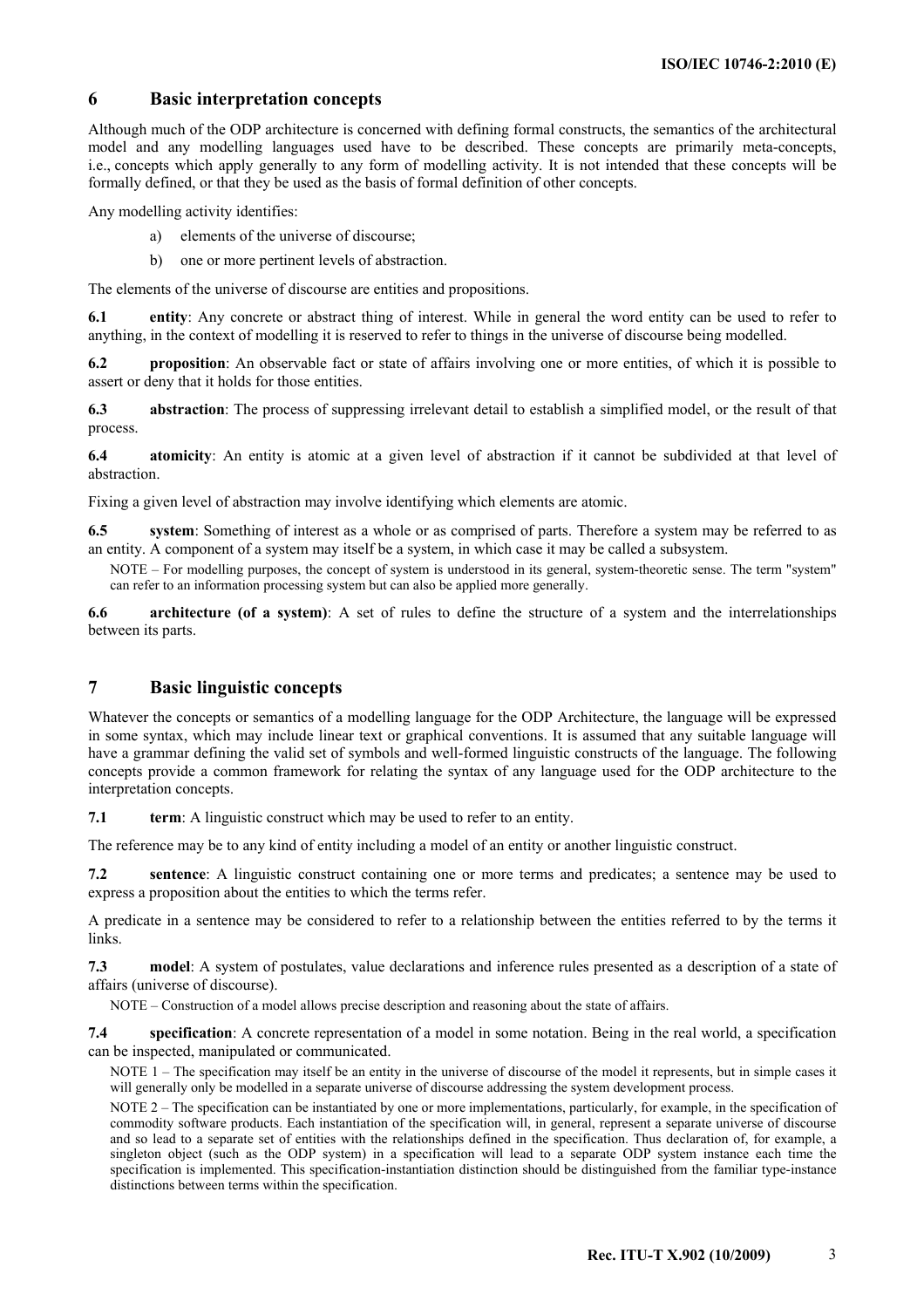## 6 Basic interpretation concepts

Although much of the ODP architecture is concerned with defining formal constructs, the semantics of the architectural model and any modelling languages used have to be described. These concepts are primarily meta-concepts, i.e., concepts which apply generally to any form of modelling activity. It is not intended that these concepts will be formally defined, or that they be used as the basis of formal definition of other concepts.

Any modelling activity identifies:

a) elements of the universe of discourse;

b) one or more pertinent levels of abstraction.

The elements of the universe of discourse are entities and propositions.

**6.1 entity**: Any concrete or abstract thing of interest. While in general the word entity can be used to refer to anything, in the context of modelling it is reserved to refer to things in the universe of discourse being modelled.

**6.2 proposition**: An observable fact or state of affairs involving one or more entities, of which it is possible to assert or deny that it holds for those entities.

**6.3 abstraction**: The process of suppressing irrelevant detail to establish a simplified model, or the result of that process.

**6.4 atomicity**: An entity is atomic at a given level of abstraction if it cannot be subdivided at that level of abstraction.

Fixing a given level of abstraction may involve identifying which elements are atomic.

**6.5 system**: Something of interest as a whole or as comprised of parts. Therefore a system may be referred to as an entity. A component of a system may itself be a system, in which case it may be called a subsystem.

NOTE – For modelling purposes, the concept of system is understood in its general, system-theoretic sense. The term "system" can refer to an information processing system but can also be applied more generally.

**6.6 architecture (of a system)**: A set of rules to define the structure of a system and the interrelationships between its parts.

## 7 Basic linguistic concepts

Whatever the concepts or semantics of a modelling language for the ODP Architecture, the language will be expressed in some syntax, which may include linear text or graphical conventions. It is assumed that any suitable language will have a grammar defining the valid set of symbols and well-formed linguistic constructs of the language. The following concepts provide a common framework for relating the syntax of any language used for the ODP architecture to the interpretation concepts.

**7.1 term**: A linguistic construct which may be used to refer to an entity.

The reference may be to any kind of entity including a model of an entity or another linguistic construct.

**7.2 sentence**: A linguistic construct containing one or more terms and predicates; a sentence may be used to express a proposition about the entities to which the terms refer.

A predicate in a sentence may be considered to refer to a relationship between the entities referred to by the terms it links.

**7.3 model**: A system of postulates, value declarations and inference rules presented as a description of a state of affairs (universe of discourse).

NOTE – Construction of a model allows precise description and reasoning about the state of affairs.

**7.4 specification**: A concrete representation of a model in some notation. Being in the real world, a specification can be inspected, manipulated or communicated.

NOTE 1 – The specification may itself be an entity in the universe of discourse of the model it represents, but in simple cases it will generally only be modelled in a separate universe of discourse addressing the system development process.

NOTE 2 – The specification can be instantiated by one or more implementations, particularly, for example, in the specification of commodity software products. Each instantiation of the specification will, in general, represent a separate universe of discourse and so lead to a separate set of entities with the relationships defined in the specification. Thus declaration of, for example, a singleton object (such as the ODP system) in a specification will lead to a separate ODP system instance each time the specification is implemented. This specification-instantiation distinction should be distinguished from the familiar type-instance distinctions between terms within the specification.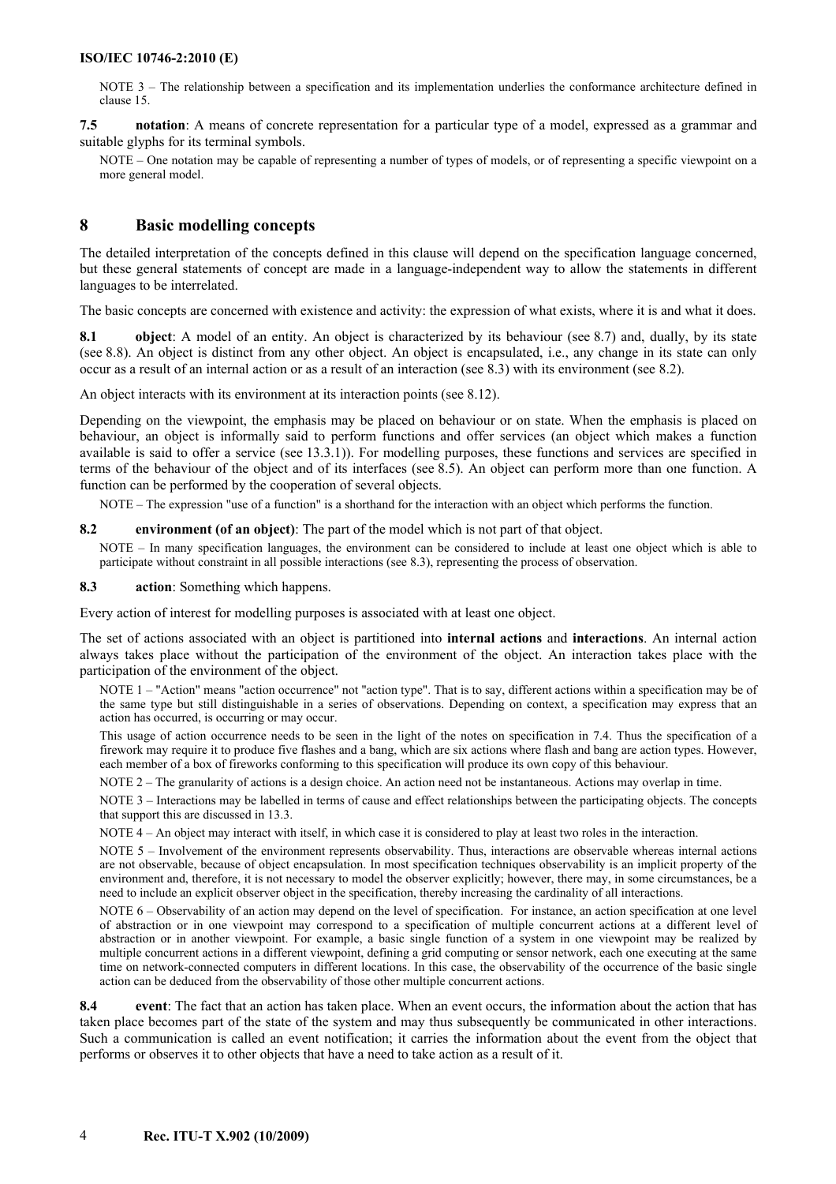NOTE 3 – The relationship between a specification and its implementation underlies the conformance architecture defined in clause 15.

**7.5 notation**: A means of concrete representation for a particular type of a model, expressed as a grammar and suitable glyphs for its terminal symbols.

NOTE – One notation may be capable of representing a number of types of models, or of representing a specific viewpoint on a more general model.

## 8 Basic modelling concepts

The detailed interpretation of the concepts defined in this clause will depend on the specification language concerned, but these general statements of concept are made in a language-independent way to allow the statements in different languages to be interrelated.

The basic concepts are concerned with existence and activity: the expression of what exists, where it is and what it does.

**8.1 object**: A model of an entity. An object is characterized by its behaviour (see 8.7) and, dually, by its state (see 8.8). An object is distinct from any other object. An object is encapsulated, i.e., any change in its state can only occur as a result of an internal action or as a result of an interaction (see 8.3) with its environment (see 8.2).

An object interacts with its environment at its interaction points (see 8.12).

Depending on the viewpoint, the emphasis may be placed on behaviour or on state. When the emphasis is placed on behaviour, an object is informally said to perform functions and offer services (an object which makes a function available is said to offer a service (see 13.3.1)). For modelling purposes, these functions and services are specified in terms of the behaviour of the object and of its interfaces (see 8.5). An object can perform more than one function. A function can be performed by the cooperation of several objects.

NOTE – The expression "use of a function" is a shorthand for the interaction with an object which performs the function.

**8.2 environment (of an object)**: The part of the model which is not part of that object.

NOTE – In many specification languages, the environment can be considered to include at least one object which is able to participate without constraint in all possible interactions (see 8.3), representing the process of observation.

**8.3 action**: Something which happens.

Every action of interest for modelling purposes is associated with at least one object.

The set of actions associated with an object is partitioned into **internal actions** and **interactions**. An internal action always takes place without the participation of the environment of the object. An interaction takes place with the participation of the environment of the object.

NOTE 1 – "Action" means "action occurrence" not "action type". That is to say, different actions within a specification may be of the same type but still distinguishable in a series of observations. Depending on context, a specification may express that an action has occurred, is occurring or may occur.

This usage of action occurrence needs to be seen in the light of the notes on specification in 7.4. Thus the specification of a firework may require it to produce five flashes and a bang, which are six actions where flash and bang are action types. However, each member of a box of fireworks conforming to this specification will produce its own copy of this behaviour.

NOTE 2 – The granularity of actions is a design choice. An action need not be instantaneous. Actions may overlap in time.

NOTE 3 – Interactions may be labelled in terms of cause and effect relationships between the participating objects. The concepts that support this are discussed in 13.3.

NOTE 4 – An object may interact with itself, in which case it is considered to play at least two roles in the interaction.

NOTE 5 – Involvement of the environment represents observability. Thus, interactions are observable whereas internal actions are not observable, because of object encapsulation. In most specification techniques observability is an implicit property of the environment and, therefore, it is not necessary to model the observer explicitly; however, there may, in some circumstances, be a need to include an explicit observer object in the specification, thereby increasing the cardinality of all interactions.

NOTE 6 – Observability of an action may depend on the level of specification. For instance, an action specification at one level of abstraction or in one viewpoint may correspond to a specification of multiple concurrent actions at a different level of abstraction or in another viewpoint. For example, a basic single function of a system in one viewpoint may be realized by multiple concurrent actions in a different viewpoint, defining a grid computing or sensor network, each one executing at the same time on network-connected computers in different locations. In this case, the observability of the occurrence of the basic single action can be deduced from the observability of those other multiple concurrent actions.

**8.4 event**: The fact that an action has taken place. When an event occurs, the information about the action that has taken place becomes part of the state of the system and may thus subsequently be communicated in other interactions. Such a communication is called an event notification; it carries the information about the event from the object that performs or observes it to other objects that have a need to take action as a result of it.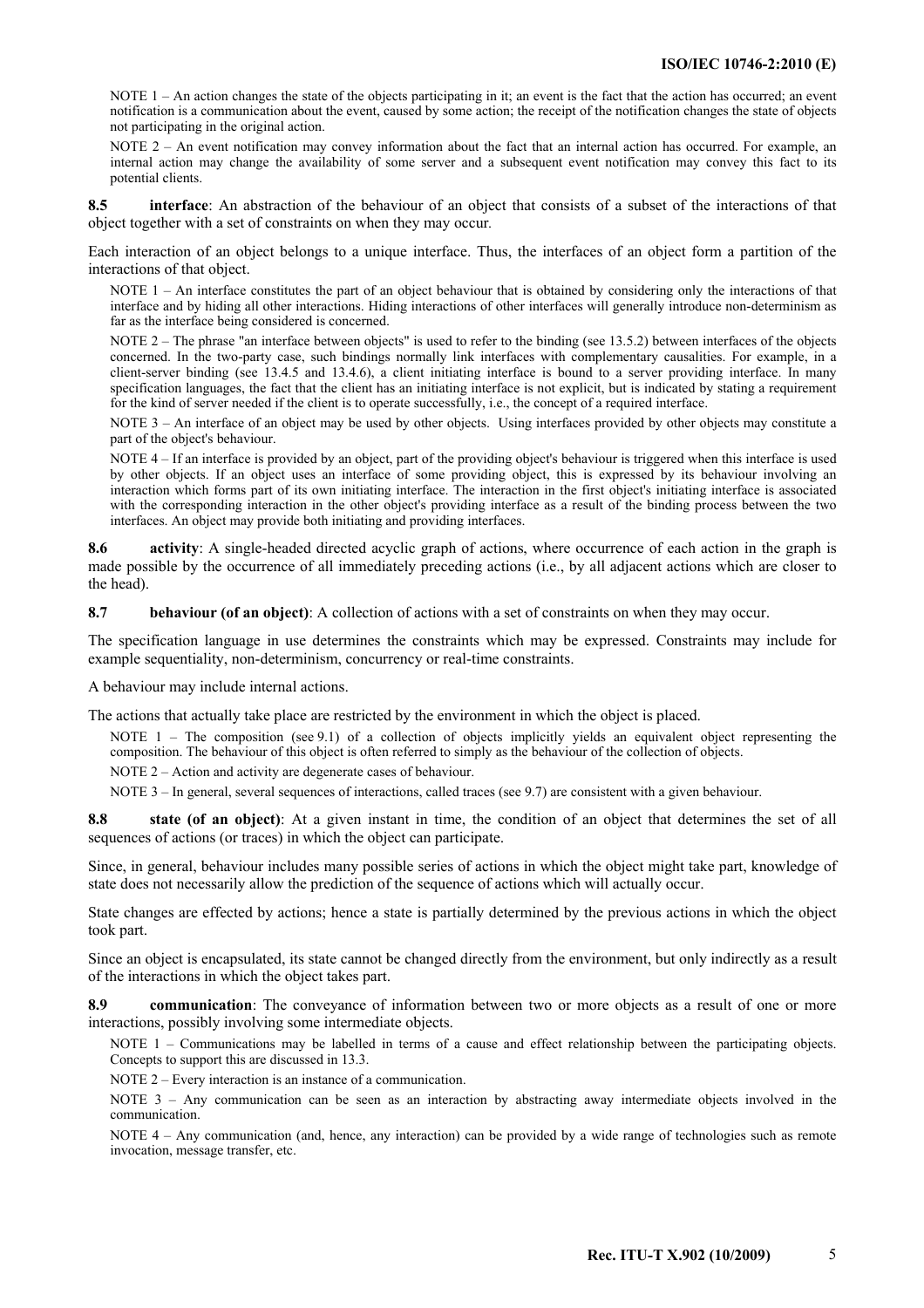NOTE 1 – An action changes the state of the objects participating in it; an event is the fact that the action has occurred; an event notification is a communication about the event, caused by some action; the receipt of the notification changes the state of objects not participating in the original action.

NOTE 2 – An event notification may convey information about the fact that an internal action has occurred. For example, an internal action may change the availability of some server and a subsequent event notification may convey this fact to its potential clients.

**8.5 interface**: An abstraction of the behaviour of an object that consists of a subset of the interactions of that object together with a set of constraints on when they may occur.

Each interaction of an object belongs to a unique interface. Thus, the interfaces of an object form a partition of the interactions of that object.

NOTE 1 – An interface constitutes the part of an object behaviour that is obtained by considering only the interactions of that interface and by hiding all other interactions. Hiding interactions of other interfaces will generally introduce non-determinism as far as the interface being considered is concerned.

NOTE 2 – The phrase "an interface between objects" is used to refer to the binding (see 13.5.2) between interfaces of the objects concerned. In the two-party case, such bindings normally link interfaces with complementary causalities. For example, in a client-server binding (see 13.4.5 and 13.4.6), a client initiating interface is bound to a server providing interface. In many specification languages, the fact that the client has an initiating interface is not explicit, but is indicated by stating a requirement for the kind of server needed if the client is to operate successfully, i.e., the concept of a required interface.

NOTE 3 – An interface of an object may be used by other objects. Using interfaces provided by other objects may constitute a part of the object's behaviour.

NOTE 4 – If an interface is provided by an object, part of the providing object's behaviour is triggered when this interface is used by other objects. If an object uses an interface of some providing object, this is expressed by its behaviour involving an interaction which forms part of its own initiating interface. The interaction in the first object's initiating interface is associated with the corresponding interaction in the other object's providing interface as a result of the binding process between the two interfaces. An object may provide both initiating and providing interfaces.

**8.6 activity**: A single-headed directed acyclic graph of actions, where occurrence of each action in the graph is made possible by the occurrence of all immediately preceding actions (i.e., by all adjacent actions which are closer to the head).

**8.7 behaviour (of an object)**: A collection of actions with a set of constraints on when they may occur.

The specification language in use determines the constraints which may be expressed. Constraints may include for example sequentiality, non-determinism, concurrency or real-time constraints.

A behaviour may include internal actions.

The actions that actually take place are restricted by the environment in which the object is placed.

NOTE 1 – The composition (see 9.1) of a collection of objects implicitly yields an equivalent object representing the composition. The behaviour of this object is often referred to simply as the behaviour of the collection of objects.

NOTE 2 – Action and activity are degenerate cases of behaviour.

NOTE 3 – In general, several sequences of interactions, called traces (see 9.7) are consistent with a given behaviour.

**8.8 state (of an object)**: At a given instant in time, the condition of an object that determines the set of all sequences of actions (or traces) in which the object can participate.

Since, in general, behaviour includes many possible series of actions in which the object might take part, knowledge of state does not necessarily allow the prediction of the sequence of actions which will actually occur.

State changes are effected by actions; hence a state is partially determined by the previous actions in which the object took part.

Since an object is encapsulated, its state cannot be changed directly from the environment, but only indirectly as a result of the interactions in which the object takes part.

**8.9 communication**: The conveyance of information between two or more objects as a result of one or more interactions, possibly involving some intermediate objects.

NOTE 1 – Communications may be labelled in terms of a cause and effect relationship between the participating objects. Concepts to support this are discussed in 13.3.

NOTE 2 – Every interaction is an instance of a communication.

NOTE 3 – Any communication can be seen as an interaction by abstracting away intermediate objects involved in the communication.

NOTE 4 – Any communication (and, hence, any interaction) can be provided by a wide range of technologies such as remote invocation, message transfer, etc.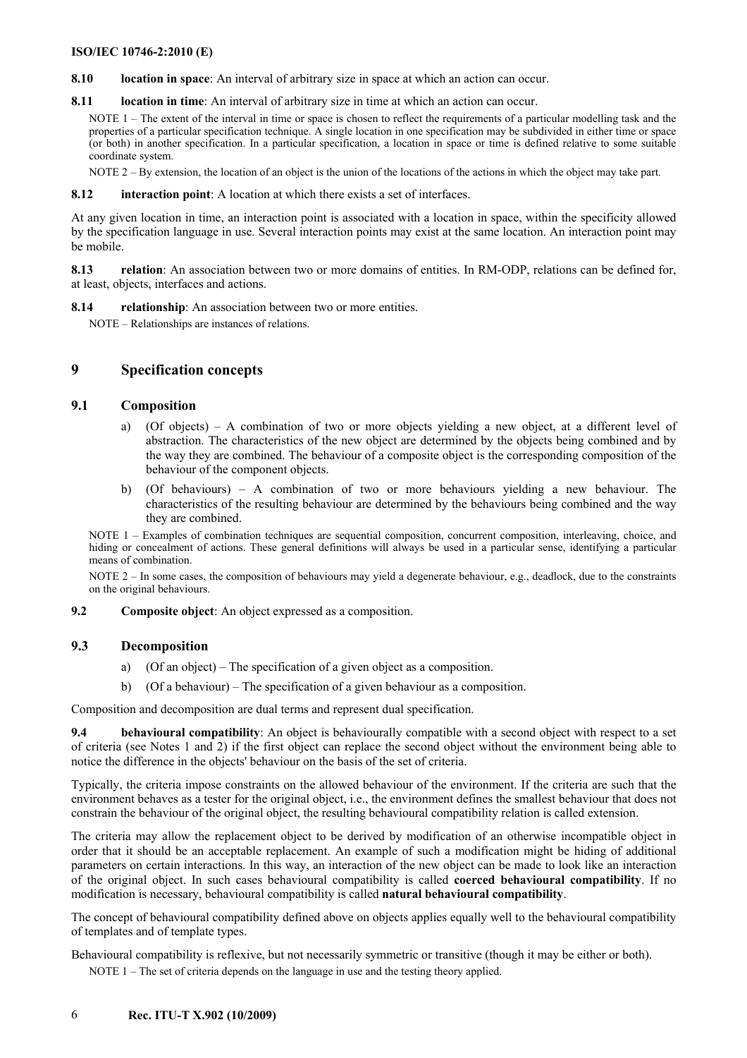**8.10 location in space**: An interval of arbitrary size in space at which an action can occur.

**8.11 location in time**: An interval of arbitrary size in time at which an action can occur.

NOTE 1 – The extent of the interval in time or space is chosen to reflect the requirements of a particular modelling task and the properties of a particular specification technique. A single location in one specification may be subdivided in either time or space (or both) in another specification. In a particular specification, a location in space or time is defined relative to some suitable coordinate system.

NOTE 2 – By extension, the location of an object is the union of the locations of the actions in which the object may take part.

**8.12 interaction point**: A location at which there exists a set of interfaces.

At any given location in time, an interaction point is associated with a location in space, within the specificity allowed by the specification language in use. Several interaction points may exist at the same location. An interaction point may be mobile.

**8.13 relation**: An association between two or more domains of entities. In RM-ODP, relations can be defined for, at least, objects, interfaces and actions.

**8.14 relationship**: An association between two or more entities.

NOTE – Relationships are instances of relations.

## 9 Specification concepts

### 9.1 Composition

a) (Of objects) – A combination of two or more objects yielding a new object, at a different level of abstraction. The characteristics of the new object are determined by the objects being combined and by the way they are combined. The behaviour of a composite object is the corresponding composition of the behaviour of the component objects.

b) (Of behaviours) – A combination of two or more behaviours yielding a new behaviour. The characteristics of the resulting behaviour are determined by the behaviours being combined and the way they are combined.

NOTE 1 – Examples of combination techniques are sequential composition, concurrent composition, interleaving, choice, and hiding or concealment of actions. These general definitions will always be used in a particular sense, identifying a particular means of combination.

NOTE 2 – In some cases, the composition of behaviours may yield a degenerate behaviour, e.g., deadlock, due to the constraints on the original behaviours.

**9.2 Composite object**: An object expressed as a composition.

### 9.3 Decomposition

a) (Of an object) – The specification of a given object as a composition.

b) (Of a behaviour) – The specification of a given behaviour as a composition.

Composition and decomposition are dual terms and represent dual specification.

**9.4 behavioural compatibility**: An object is behaviourally compatible with a second object with respect to a set of criteria (see Notes 1 and 2) if the first object can replace the second object without the environment being able to notice the difference in the objects' behaviour on the basis of the set of criteria.

Typically, the criteria impose constraints on the allowed behaviour of the environment. If the criteria are such that the environment behaves as a tester for the original object, i.e., the environment defines the smallest behaviour that does not constrain the behaviour of the original object, the resulting behavioural compatibility relation is called extension.

The criteria may allow the replacement object to be derived by modification of an otherwise incompatible object in order that it should be an acceptable replacement. An example of such a modification might be hiding of additional parameters on certain interactions. In this way, an interaction of the new object can be made to look like an interaction of the original object. In such cases behavioural compatibility is called **coerced behavioural compatibility**. If no modification is necessary, behavioural compatibility is called **natural behavioural compatibility**.

The concept of behavioural compatibility defined above on objects applies equally well to the behavioural compatibility of templates and of template types.

Behavioural compatibility is reflexive, but not necessarily symmetric or transitive (though it may be either or both).

NOTE 1 – The set of criteria depends on the language in use and the testing theory applied.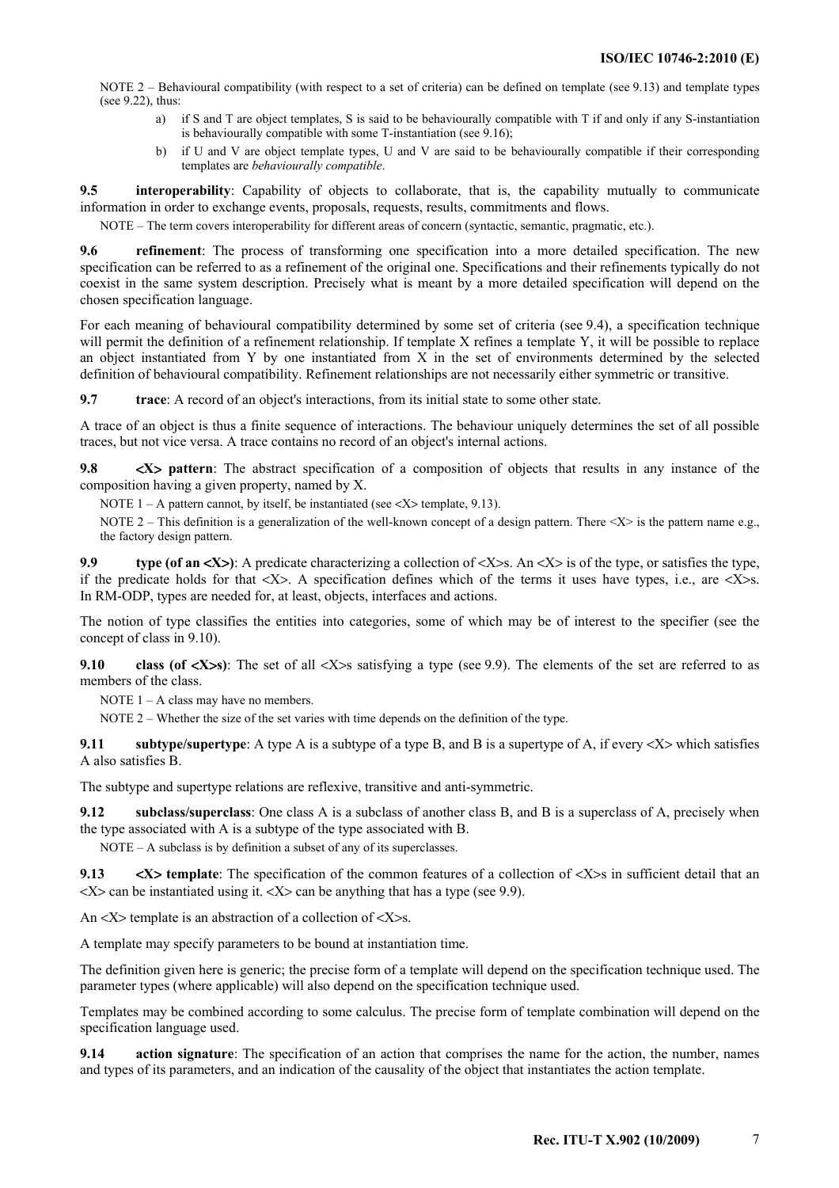NOTE 2 – Behavioural compatibility (with respect to a set of criteria) can be defined on template (see 9.13) and template types (see 9.22), thus:

a) if S and T are object templates, S is said to be behaviourally compatible with T if and only if any S-instantiation is behaviourally compatible with some T-instantiation (see 9.16);

b) if U and V are object template types, U and V are said to be behaviourally compatible if their corresponding templates are *behaviourally compatible*.

**9.5 interoperability**: Capability of objects to collaborate, that is, the capability mutually to communicate information in order to exchange events, proposals, requests, results, commitments and flows.

NOTE – The term covers interoperability for different areas of concern (syntactic, semantic, pragmatic, etc.).

**9.6 refinement**: The process of transforming one specification into a more detailed specification. The new specification can be referred to as a refinement of the original one. Specifications and their refinements typically do not coexist in the same system description. Precisely what is meant by a more detailed specification will depend on the chosen specification language.

For each meaning of behavioural compatibility determined by some set of criteria (see 9.4), a specification technique will permit the definition of a refinement relationship. If template X refines a template Y, it will be possible to replace an object instantiated from Y by one instantiated from X in the set of environments determined by the selected definition of behavioural compatibility. Refinement relationships are not necessarily either symmetric or transitive.

**9.7 trace**: A record of an object's interactions, from its initial state to some other state.

A trace of an object is thus a finite sequence of interactions. The behaviour uniquely determines the set of all possible traces, but not vice versa. A trace contains no record of an object's internal actions.

**9.8 <X> pattern**: The abstract specification of a composition of objects that results in any instance of the composition having a given property, named by X.

NOTE 1 – A pattern cannot, by itself, be instantiated (see <X> template, 9.13).

NOTE 2 – This definition is a generalization of the well-known concept of a design pattern. There <X> is the pattern name e.g., the factory design pattern.

**9.9 type (of an <X>)**: A predicate characterizing a collection of <X>s. An <X> is of the type, or satisfies the type, if the predicate holds for that <X>. A specification defines which of the terms it uses have types, i.e., are <X>s. In RM-ODP, types are needed for, at least, objects, interfaces and actions.

The notion of type classifies the entities into categories, some of which may be of interest to the specifier (see the concept of class in 9.10).

**9.10 class (of <X>s)**: The set of all <X>s satisfying a type (see 9.9). The elements of the set are referred to as members of the class.

NOTE 1 – A class may have no members.

NOTE 2 – Whether the size of the set varies with time depends on the definition of the type.

**9.11 subtype/supertype**: A type A is a subtype of a type B, and B is a supertype of A, if every <X> which satisfies A also satisfies B.

The subtype and supertype relations are reflexive, transitive and anti-symmetric.

**9.12 subclass/superclass**: One class A is a subclass of another class B, and B is a superclass of A, precisely when the type associated with A is a subtype of the type associated with B.

NOTE – A subclass is by definition a subset of any of its superclasses.

**9.13 <X> template**: The specification of the common features of a collection of <X>s in sufficient detail that an <X> can be instantiated using it. <X> can be anything that has a type (see 9.9).

An <X> template is an abstraction of a collection of <X>s.

A template may specify parameters to be bound at instantiation time.

The definition given here is generic; the precise form of a template will depend on the specification technique used. The parameter types (where applicable) will also depend on the specification technique used.

Templates may be combined according to some calculus. The precise form of template combination will depend on the specification language used.

**9.14 action signature**: The specification of an action that comprises the name for the action, the number, names and types of its parameters, and an indication of the causality of the object that instantiates the action template.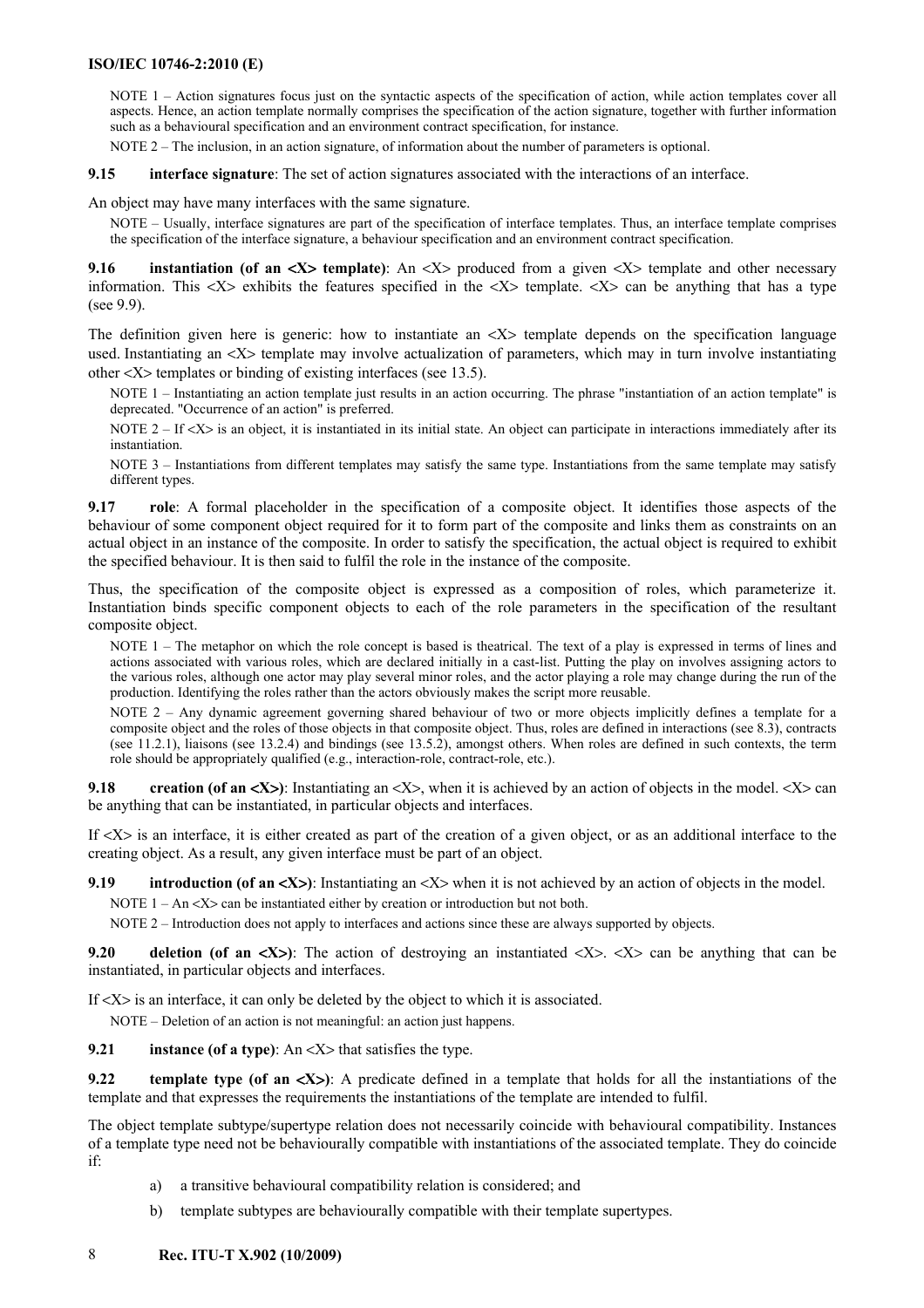NOTE 1 – Action signatures focus just on the syntactic aspects of the specification of action, while action templates cover all aspects. Hence, an action template normally comprises the specification of the action signature, together with further information such as a behavioural specification and an environment contract specification, for instance.

NOTE 2 – The inclusion, in an action signature, of information about the number of parameters is optional.

**9.15 interface signature**: The set of action signatures associated with the interactions of an interface.

An object may have many interfaces with the same signature.

NOTE – Usually, interface signatures are part of the specification of interface templates. Thus, an interface template comprises the specification of the interface signature, a behaviour specification and an environment contract specification.

**9.16 instantiation (of an <X> template)**: An <X> produced from a given <X> template and other necessary information. This <X> exhibits the features specified in the <X> template. <X> can be anything that has a type (see 9.9).

The definition given here is generic: how to instantiate an <X> template depends on the specification language used. Instantiating an <X> template may involve actualization of parameters, which may in turn involve instantiating other <X> templates or binding of existing interfaces (see 13.5).

NOTE 1 – Instantiating an action template just results in an action occurring. The phrase "instantiation of an action template" is deprecated. "Occurrence of an action" is preferred.

NOTE 2 – If <X> is an object, it is instantiated in its initial state. An object can participate in interactions immediately after its instantiation.

NOTE 3 – Instantiations from different templates may satisfy the same type. Instantiations from the same template may satisfy different types.

**9.17 role**: A formal placeholder in the specification of a composite object. It identifies those aspects of the behaviour of some component object required for it to form part of the composite and links them as constraints on an actual object in an instance of the composite. In order to satisfy the specification, the actual object is required to exhibit the specified behaviour. It is then said to fulfil the role in the instance of the composite.

Thus, the specification of the composite object is expressed as a composition of roles, which parameterize it. Instantiation binds specific component objects to each of the role parameters in the specification of the resultant composite object.

NOTE 1 – The metaphor on which the role concept is based is theatrical. The text of a play is expressed in terms of lines and actions associated with various roles, which are declared initially in a cast-list. Putting the play on involves assigning actors to the various roles, although one actor may play several minor roles, and the actor playing a role may change during the run of the production. Identifying the roles rather than the actors obviously makes the script more reusable.

NOTE 2 – Any dynamic agreement governing shared behaviour of two or more objects implicitly defines a template for a composite object and the roles of those objects in that composite object. Thus, roles are defined in interactions (see 8.3), contracts (see 11.2.1), liaisons (see 13.2.4) and bindings (see 13.5.2), amongst others. When roles are defined in such contexts, the term role should be appropriately qualified (e.g., interaction-role, contract-role, etc.).

**9.18 creation (of an <X>)**: Instantiating an <X>, when it is achieved by an action of objects in the model. <X> can be anything that can be instantiated, in particular objects and interfaces.

If <X> is an interface, it is either created as part of the creation of a given object, or as an additional interface to the creating object. As a result, any given interface must be part of an object.

**9.19 introduction (of an <X>)**: Instantiating an <X> when it is not achieved by an action of objects in the model.

NOTE 1 – An <X> can be instantiated either by creation or introduction but not both.

NOTE 2 – Introduction does not apply to interfaces and actions since these are always supported by objects.

**9.20 deletion (of an <X>)**: The action of destroying an instantiated <X>. <X> can be anything that can be instantiated, in particular objects and interfaces.

If <X> is an interface, it can only be deleted by the object to which it is associated.

NOTE – Deletion of an action is not meaningful: an action just happens.

**9.21 instance (of a type)**: An <X> that satisfies the type.

**9.22 template type (of an <X>)**: A predicate defined in a template that holds for all the instantiations of the template and that expresses the requirements the instantiations of the template are intended to fulfil.

The object template subtype/supertype relation does not necessarily coincide with behavioural compatibility. Instances of a template type need not be behaviourally compatible with instantiations of the associated template. They do coincide if:

a) a transitive behavioural compatibility relation is considered; and

b) template subtypes are behaviourally compatible with their template supertypes.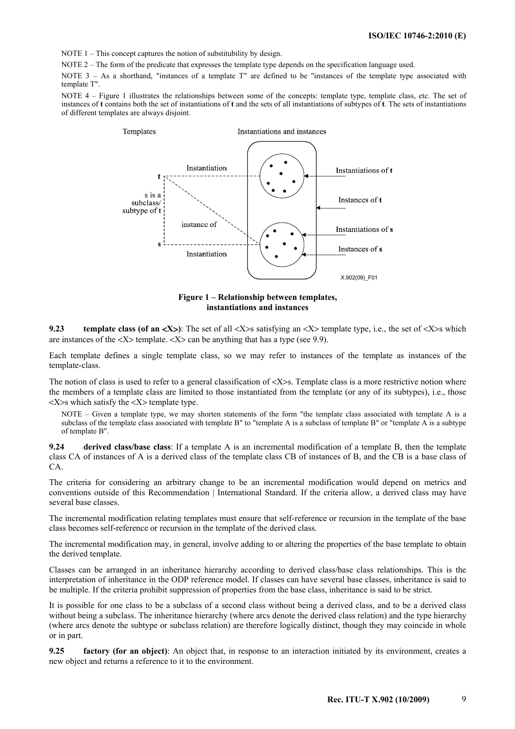NOTE 1 – This concept captures the notion of substitutibility by design.

NOTE 2 – The form of the predicate that expresses the template type depends on the specification language used.

NOTE 3 – As a shorthand, "instances of a template T" are defined to be "instances of the template type associated with template T".

NOTE 4 – Figure 1 illustrates the relationships between some of the concepts: template type, template class, etc. The set of instances of **t** contains both the set of instantiations of **t** and the sets of all instantiations of subtypes of **t**. The sets of instantiations of different templates are always disjoint.

Templates

Instantiations and instances

Instantiation

**t**

s is a subclass/ subtype of t

instance of

**s**

Instantiation

Instantiations of **t**

Instances of **t**

Instantiations of **s**

Instances of **s**

X.902(09)_F01

**Figure 1 – Relationship between templates, instantiations and instances**

**9.23 template class (of an <X>)**: The set of all <X>s satisfying an <X> template type, i.e., the set of <X>s which are instances of the <X> template. <X> can be anything that has a type (see 9.9).

Each template defines a single template class, so we may refer to instances of the template as instances of the template-class.

The notion of class is used to refer to a general classification of <X>s. Template class is a more restrictive notion where the members of a template class are limited to those instantiated from the template (or any of its subtypes), i.e., those <X>s which satisfy the <X> template type.

NOTE – Given a template type, we may shorten statements of the form "the template class associated with template A is a subclass of the template class associated with template B" to "template A is a subclass of template B" or "template A is a subtype of template B".

**9.24 derived class/base class**: If a template A is an incremental modification of a template B, then the template class CA of instances of A is a derived class of the template class CB of instances of B, and the CB is a base class of CA.

The criteria for considering an arbitrary change to be an incremental modification would depend on metrics and conventions outside of this Recommendation | International Standard. If the criteria allow, a derived class may have several base classes.

The incremental modification relating templates must ensure that self-reference or recursion in the template of the base class becomes self-reference or recursion in the template of the derived class.

The incremental modification may, in general, involve adding to or altering the properties of the base template to obtain the derived template.

Classes can be arranged in an inheritance hierarchy according to derived class/base class relationships. This is the interpretation of inheritance in the ODP reference model. If classes can have several base classes, inheritance is said to be multiple. If the criteria prohibit suppression of properties from the base class, inheritance is said to be strict.

It is possible for one class to be a subclass of a second class without being a derived class, and to be a derived class without being a subclass. The inheritance hierarchy (where arcs denote the derived class relation) and the type hierarchy (where arcs denote the subtype or subclass relation) are therefore logically distinct, though they may coincide in whole or in part.

**9.25 factory (for an object)**: An object that, in response to an interaction initiated by its environment, creates a new object and returns a reference to it to the environment.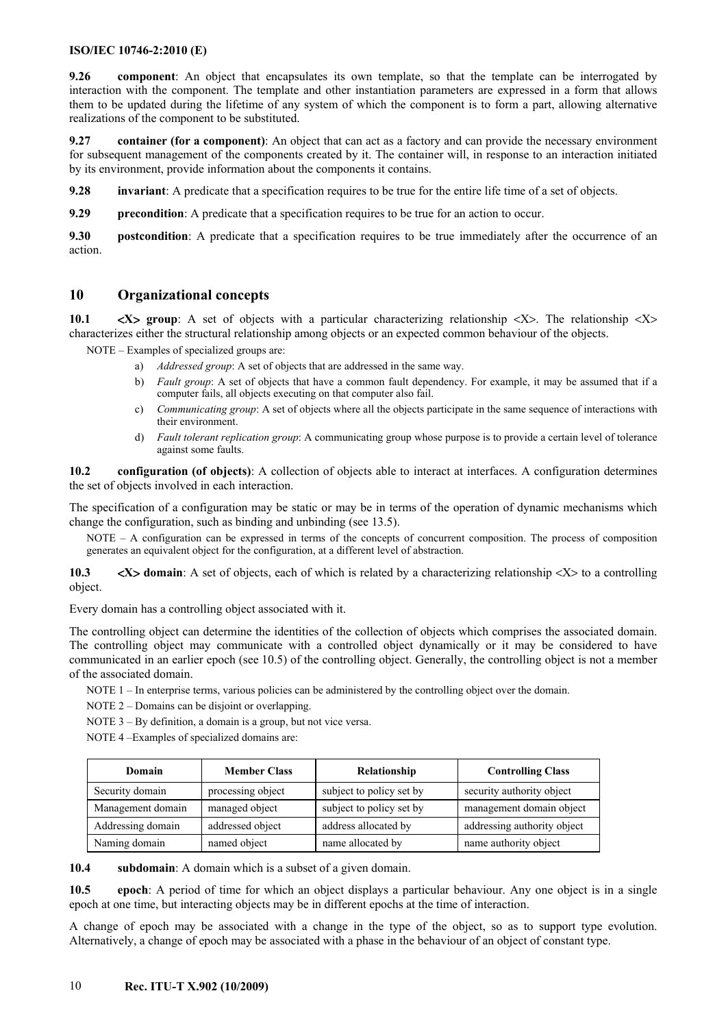**9.26 component**: An object that encapsulates its own template, so that the template can be interrogated by interaction with the component. The template and other instantiation parameters are expressed in a form that allows them to be updated during the lifetime of any system of which the component is to form a part, allowing alternative realizations of the component to be substituted.

**9.27 container (for a component)**: An object that can act as a factory and can provide the necessary environment for subsequent management of the components created by it. The container will, in response to an interaction initiated by its environment, provide information about the components it contains.

**9.28 invariant**: A predicate that a specification requires to be true for the entire life time of a set of objects.

**9.29 precondition**: A predicate that a specification requires to be true for an action to occur.

**9.30 postcondition**: A predicate that a specification requires to be true immediately after the occurrence of an action.

## 10 Organizational concepts

**10.1 <X> group**: A set of objects with a particular characterizing relationship <X>. The relationship <X> characterizes either the structural relationship among objects or an expected common behaviour of the objects.

NOTE – Examples of specialized groups are:

a) *Addressed group*: A set of objects that are addressed in the same way.

b) *Fault group*: A set of objects that have a common fault dependency. For example, it may be assumed that if a computer fails, all objects executing on that computer also fail.

c) *Communicating group*: A set of objects where all the objects participate in the same sequence of interactions with their environment.

d) *Fault tolerant replication group*: A communicating group whose purpose is to provide a certain level of tolerance against some faults.

**10.2 configuration (of objects)**: A collection of objects able to interact at interfaces. A configuration determines the set of objects involved in each interaction.

The specification of a configuration may be static or may be in terms of the operation of dynamic mechanisms which change the configuration, such as binding and unbinding (see 13.5).

NOTE – A configuration can be expressed in terms of the concepts of concurrent composition. The process of composition generates an equivalent object for the configuration, at a different level of abstraction.

**10.3 <X> domain**: A set of objects, each of which is related by a characterizing relationship <X> to a controlling object.

Every domain has a controlling object associated with it.

The controlling object can determine the identities of the collection of objects which comprises the associated domain. The controlling object may communicate with a controlled object dynamically or it may be considered to have communicated in an earlier epoch (see 10.5) of the controlling object. Generally, the controlling object is not a member of the associated domain.

NOTE 1 – In enterprise terms, various policies can be administered by the controlling object over the domain.

NOTE 2 – Domains can be disjoint or overlapping.

NOTE 3 – By definition, a domain is a group, but not vice versa.

NOTE 4 –Examples of specialized domains are:

| Domain | Member Class | Relationship | Controlling Class |
|---|---|---|---|
| Security domain | processing object | subject to policy set by | security authority object |
| Management domain | managed object | subject to policy set by | management domain object |
| Addressing domain | addressed object | address allocated by | addressing authority object |
| Naming domain | named object | name allocated by | name authority object |

**10.4 subdomain**: A domain which is a subset of a given domain.

**10.5 epoch**: A period of time for which an object displays a particular behaviour. Any one object is in a single epoch at one time, but interacting objects may be in different epochs at the time of interaction.

A change of epoch may be associated with a change in the type of the object, so as to support type evolution. Alternatively, a change of epoch may be associated with a phase in the behaviour of an object of constant type.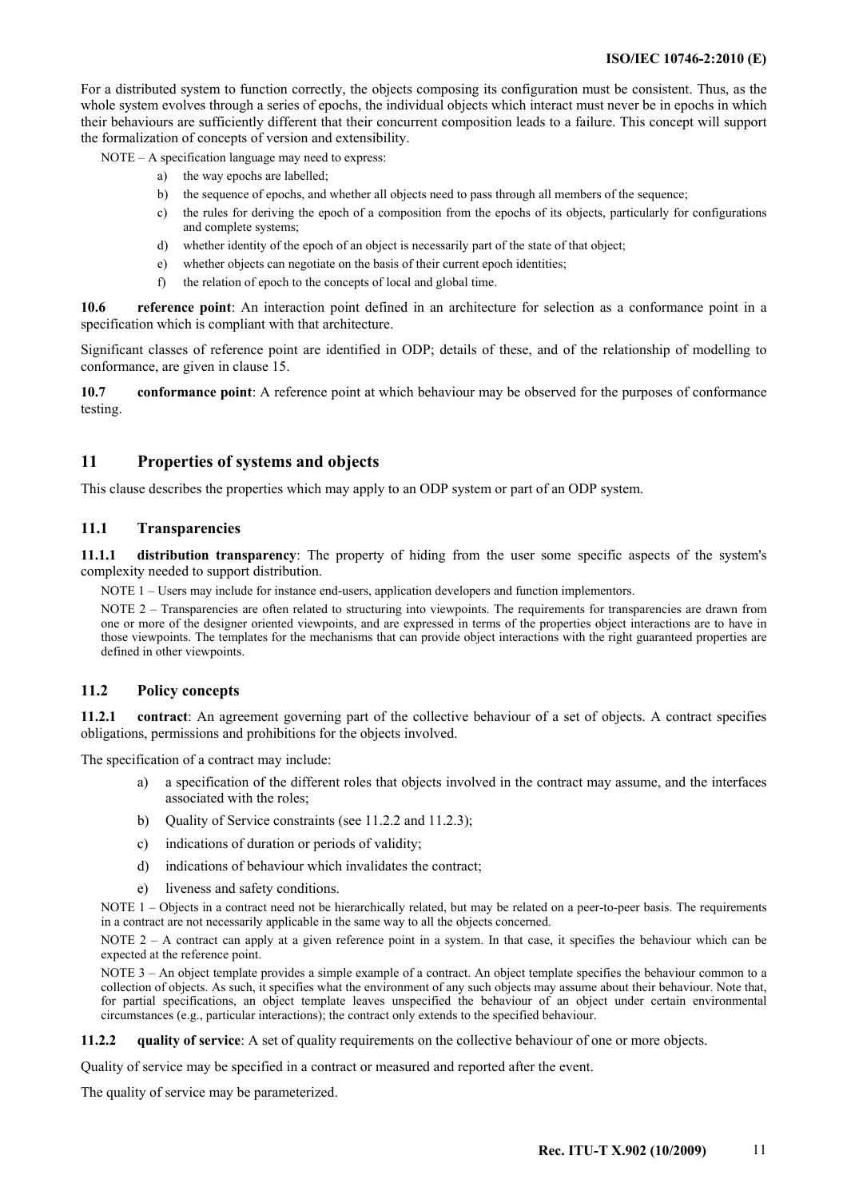For a distributed system to function correctly, the objects composing its configuration must be consistent. Thus, as the whole system evolves through a series of epochs, the individual objects which interact must never be in epochs in which their behaviours are sufficiently different that their concurrent composition leads to a failure. This concept will support the formalization of concepts of version and extensibility.

NOTE – A specification language may need to express:

a) the way epochs are labelled;
b) the sequence of epochs, and whether all objects need to pass through all members of the sequence;
c) the rules for deriving the epoch of a composition from the epochs of its objects, particularly for configurations and complete systems;
d) whether identity of the epoch of an object is necessarily part of the state of that object;
e) whether objects can negotiate on the basis of their current epoch identities;
f) the relation of epoch to the concepts of local and global time.

**10.6 reference point**: An interaction point defined in an architecture for selection as a conformance point in a specification which is compliant with that architecture.

Significant classes of reference point are identified in ODP; details of these, and of the relationship of modelling to conformance, are given in clause 15.

**10.7 conformance point**: A reference point at which behaviour may be observed for the purposes of conformance testing.

## 11 Properties of systems and objects

This clause describes the properties which may apply to an ODP system or part of an ODP system.

### 11.1 Transparencies

**11.1.1 distribution transparency**: The property of hiding from the user some specific aspects of the system's complexity needed to support distribution.

NOTE 1 – Users may include for instance end-users, application developers and function implementors.

NOTE 2 – Transparencies are often related to structuring into viewpoints. The requirements for transparencies are drawn from one or more of the designer oriented viewpoints, and are expressed in terms of the properties object interactions are to have in those viewpoints. The templates for the mechanisms that can provide object interactions with the right guaranteed properties are defined in other viewpoints.

### 11.2 Policy concepts

**11.2.1 contract**: An agreement governing part of the collective behaviour of a set of objects. A contract specifies obligations, permissions and prohibitions for the objects involved.

The specification of a contract may include:

a) a specification of the different roles that objects involved in the contract may assume, and the interfaces associated with the roles;
b) Quality of Service constraints (see 11.2.2 and 11.2.3);
c) indications of duration or periods of validity;
d) indications of behaviour which invalidates the contract;
e) liveness and safety conditions.

NOTE 1 – Objects in a contract need not be hierarchically related, but may be related on a peer-to-peer basis. The requirements in a contract are not necessarily applicable in the same way to all the objects concerned.

NOTE 2 – A contract can apply at a given reference point in a system. In that case, it specifies the behaviour which can be expected at the reference point.

NOTE 3 – An object template provides a simple example of a contract. An object template specifies the behaviour common to a collection of objects. As such, it specifies what the environment of any such objects may assume about their behaviour. Note that, for partial specifications, an object template leaves unspecified the behaviour of an object under certain environmental circumstances (e.g., particular interactions); the contract only extends to the specified behaviour.

**11.2.2 quality of service**: A set of quality requirements on the collective behaviour of one or more objects.

Quality of service may be specified in a contract or measured and reported after the event.

The quality of service may be parameterized.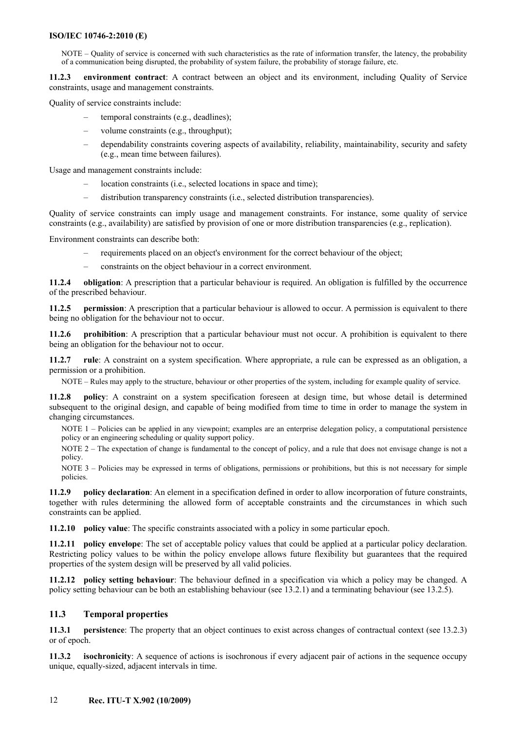NOTE – Quality of service is concerned with such characteristics as the rate of information transfer, the latency, the probability of a communication being disrupted, the probability of system failure, the probability of storage failure, etc.

**11.2.3 environment contract**: A contract between an object and its environment, including Quality of Service constraints, usage and management constraints.

Quality of service constraints include:

- temporal constraints (e.g., deadlines);
- volume constraints (e.g., throughput);
- dependability constraints covering aspects of availability, reliability, maintainability, security and safety (e.g., mean time between failures).

Usage and management constraints include:

- location constraints (i.e., selected locations in space and time);
- distribution transparency constraints (i.e., selected distribution transparencies).

Quality of service constraints can imply usage and management constraints. For instance, some quality of service constraints (e.g., availability) are satisfied by provision of one or more distribution transparencies (e.g., replication).

Environment constraints can describe both:

- requirements placed on an object's environment for the correct behaviour of the object;
- constraints on the object behaviour in a correct environment.

**11.2.4 obligation**: A prescription that a particular behaviour is required. An obligation is fulfilled by the occurrence of the prescribed behaviour.

**11.2.5 permission**: A prescription that a particular behaviour is allowed to occur. A permission is equivalent to there being no obligation for the behaviour not to occur.

**11.2.6 prohibition**: A prescription that a particular behaviour must not occur. A prohibition is equivalent to there being an obligation for the behaviour not to occur.

**11.2.7 rule**: A constraint on a system specification. Where appropriate, a rule can be expressed as an obligation, a permission or a prohibition.

NOTE – Rules may apply to the structure, behaviour or other properties of the system, including for example quality of service.

**11.2.8 policy**: A constraint on a system specification foreseen at design time, but whose detail is determined subsequent to the original design, and capable of being modified from time to time in order to manage the system in changing circumstances.

NOTE 1 – Policies can be applied in any viewpoint; examples are an enterprise delegation policy, a computational persistence policy or an engineering scheduling or quality support policy.

NOTE 2 – The expectation of change is fundamental to the concept of policy, and a rule that does not envisage change is not a policy.

NOTE 3 – Policies may be expressed in terms of obligations, permissions or prohibitions, but this is not necessary for simple policies.

**11.2.9 policy declaration**: An element in a specification defined in order to allow incorporation of future constraints, together with rules determining the allowed form of acceptable constraints and the circumstances in which such constraints can be applied.

**11.2.10 policy value**: The specific constraints associated with a policy in some particular epoch.

**11.2.11 policy envelope**: The set of acceptable policy values that could be applied at a particular policy declaration. Restricting policy values to be within the policy envelope allows future flexibility but guarantees that the required properties of the system design will be preserved by all valid policies.

**11.2.12 policy setting behaviour**: The behaviour defined in a specification via which a policy may be changed. A policy setting behaviour can be both an establishing behaviour (see 13.2.1) and a terminating behaviour (see 13.2.5).

## 11.3 Temporal properties

**11.3.1 persistence**: The property that an object continues to exist across changes of contractual context (see 13.2.3) or of epoch.

**11.3.2 isochronicity**: A sequence of actions is isochronous if every adjacent pair of actions in the sequence occupy unique, equally-sized, adjacent intervals in time.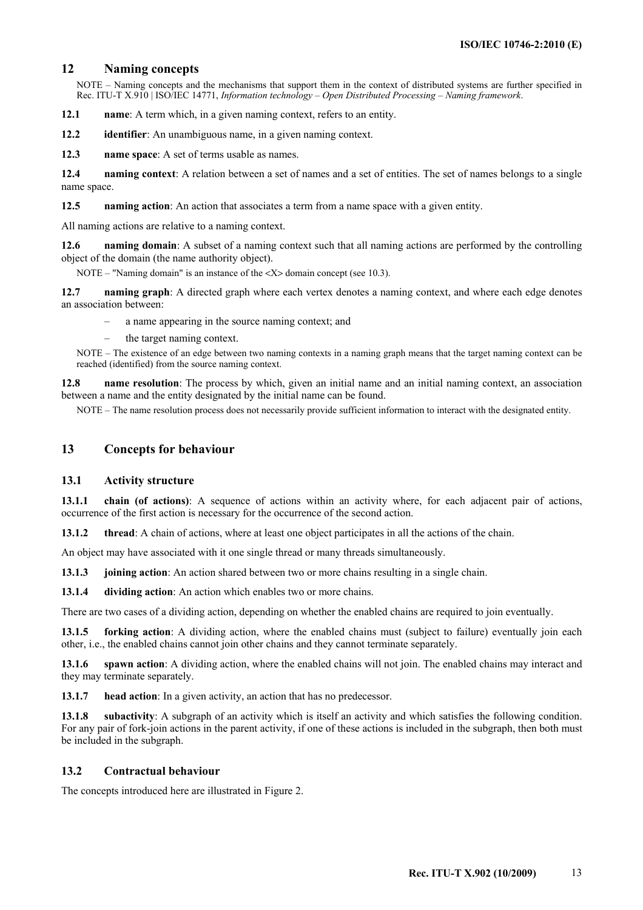## 12 Naming concepts

NOTE – Naming concepts and the mechanisms that support them in the context of distributed systems are further specified in Rec. ITU-T X.910 | ISO/IEC 14771, *Information technology – Open Distributed Processing – Naming framework*.

**12.1 name**: A term which, in a given naming context, refers to an entity.

**12.2 identifier**: An unambiguous name, in a given naming context.

**12.3 name space**: A set of terms usable as names.

**12.4 naming context**: A relation between a set of names and a set of entities. The set of names belongs to a single name space.

**12.5 naming action**: An action that associates a term from a name space with a given entity.

All naming actions are relative to a naming context.

**12.6 naming domain**: A subset of a naming context such that all naming actions are performed by the controlling object of the domain (the name authority object).

NOTE – "Naming domain" is an instance of the <X> domain concept (see 10.3).

**12.7 naming graph**: A directed graph where each vertex denotes a naming context, and where each edge denotes an association between:

- a name appearing in the source naming context; and
- the target naming context.

NOTE – The existence of an edge between two naming contexts in a naming graph means that the target naming context can be reached (identified) from the source naming context.

**12.8 name resolution**: The process by which, given an initial name and an initial naming context, an association between a name and the entity designated by the initial name can be found.

NOTE – The name resolution process does not necessarily provide sufficient information to interact with the designated entity.

## 13 Concepts for behaviour

### 13.1 Activity structure

**13.1.1 chain (of actions)**: A sequence of actions within an activity where, for each adjacent pair of actions, occurrence of the first action is necessary for the occurrence of the second action.

**13.1.2 thread**: A chain of actions, where at least one object participates in all the actions of the chain.

An object may have associated with it one single thread or many threads simultaneously.

**13.1.3 joining action**: An action shared between two or more chains resulting in a single chain.

**13.1.4 dividing action**: An action which enables two or more chains.

There are two cases of a dividing action, depending on whether the enabled chains are required to join eventually.

**13.1.5 forking action**: A dividing action, where the enabled chains must (subject to failure) eventually join each other, i.e., the enabled chains cannot join other chains and they cannot terminate separately.

**13.1.6 spawn action**: A dividing action, where the enabled chains will not join. The enabled chains may interact and they may terminate separately.

**13.1.7 head action**: In a given activity, an action that has no predecessor.

**13.1.8 subactivity**: A subgraph of an activity which is itself an activity and which satisfies the following condition. For any pair of fork-join actions in the parent activity, if one of these actions is included in the subgraph, then both must be included in the subgraph.

### 13.2 Contractual behaviour

The concepts introduced here are illustrated in Figure 2.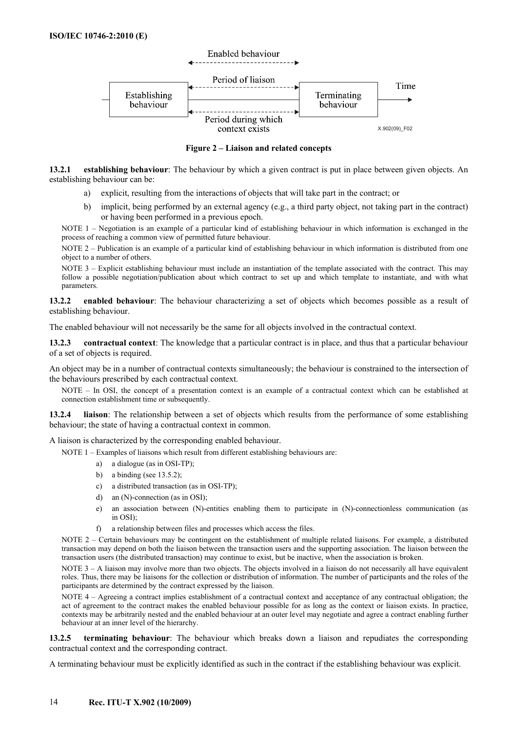Enabled behaviour

Period of liaison

Establishing behaviour

Terminating behaviour

Time

Period during which context exists

X.902(09)_F02

**Figure 2 – Liaison and related concepts**

**13.2.1 establishing behaviour**: The behaviour by which a given contract is put in place between given objects. An establishing behaviour can be:

a) explicit, resulting from the interactions of objects that will take part in the contract; or

b) implicit, being performed by an external agency (e.g., a third party object, not taking part in the contract) or having been performed in a previous epoch.

NOTE 1 – Negotiation is an example of a particular kind of establishing behaviour in which information is exchanged in the process of reaching a common view of permitted future behaviour.

NOTE 2 – Publication is an example of a particular kind of establishing behaviour in which information is distributed from one object to a number of others.

NOTE 3 – Explicit establishing behaviour must include an instantiation of the template associated with the contract. This may follow a possible negotiation/publication about which contract to set up and which template to instantiate, and with what parameters.

**13.2.2 enabled behaviour**: The behaviour characterizing a set of objects which becomes possible as a result of establishing behaviour.

The enabled behaviour will not necessarily be the same for all objects involved in the contractual context.

**13.2.3 contractual context**: The knowledge that a particular contract is in place, and thus that a particular behaviour of a set of objects is required.

An object may be in a number of contractual contexts simultaneously; the behaviour is constrained to the intersection of the behaviours prescribed by each contractual context.

NOTE – In OSI, the concept of a presentation context is an example of a contractual context which can be established at connection establishment time or subsequently.

**13.2.4 liaison**: The relationship between a set of objects which results from the performance of some establishing behaviour; the state of having a contractual context in common.

A liaison is characterized by the corresponding enabled behaviour.

NOTE 1 – Examples of liaisons which result from different establishing behaviours are:

a) a dialogue (as in OSI-TP);

b) a binding (see 13.5.2);

c) a distributed transaction (as in OSI-TP);

d) an (N)-connection (as in OSI);

e) an association between (N)-entities enabling them to participate in (N)-connectionless communication (as in OSI);

f) a relationship between files and processes which access the files.

NOTE 2 – Certain behaviours may be contingent on the establishment of multiple related liaisons. For example, a distributed transaction may depend on both the liaison between the transaction users and the supporting association. The liaison between the transaction users (the distributed transaction) may continue to exist, but be inactive, when the association is broken.

NOTE 3 – A liaison may involve more than two objects. The objects involved in a liaison do not necessarily all have equivalent roles. Thus, there may be liaisons for the collection or distribution of information. The number of participants and the roles of the participants are determined by the contract expressed by the liaison.

NOTE 4 – Agreeing a contract implies establishment of a contractual context and acceptance of any contractual obligation; the act of agreement to the contract makes the enabled behaviour possible for as long as the context or liaison exists. In practice, contexts may be arbitrarily nested and the enabled behaviour at an outer level may negotiate and agree a contract enabling further behaviour at an inner level of the hierarchy.

**13.2.5 terminating behaviour**: The behaviour which breaks down a liaison and repudiates the corresponding contractual context and the corresponding contract.

A terminating behaviour must be explicitly identified as such in the contract if the establishing behaviour was explicit.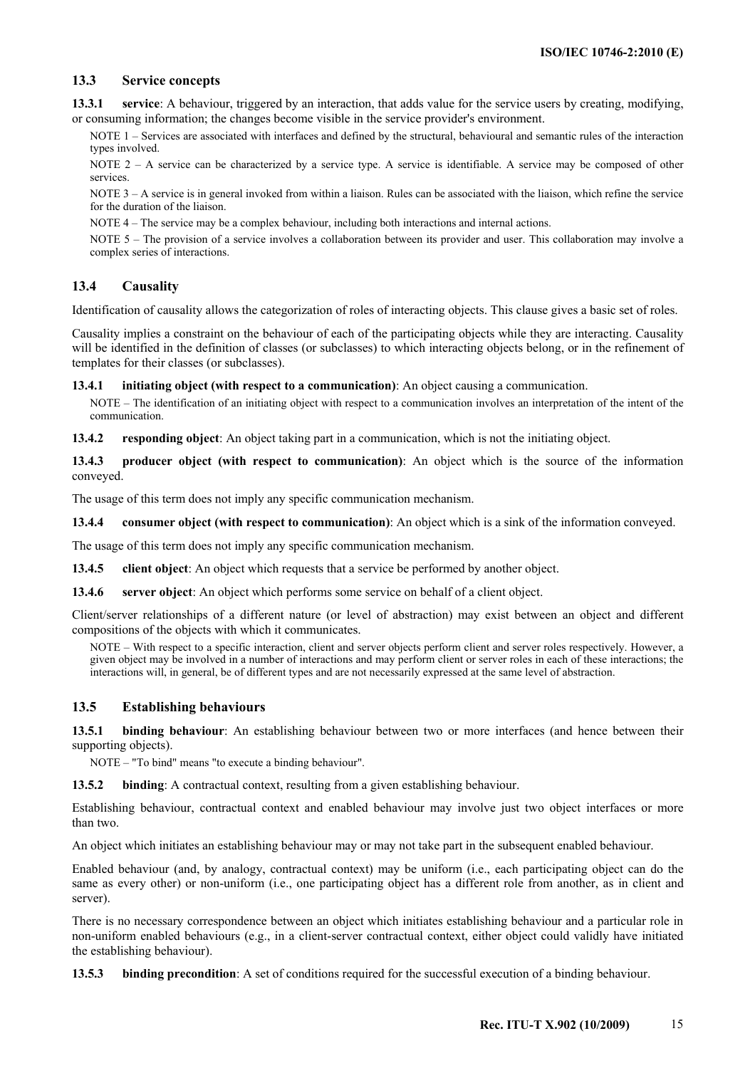## 13.3 Service concepts

**13.3.1 service**: A behaviour, triggered by an interaction, that adds value for the service users by creating, modifying, or consuming information; the changes become visible in the service provider's environment.

NOTE 1 – Services are associated with interfaces and defined by the structural, behavioural and semantic rules of the interaction types involved.

NOTE 2 – A service can be characterized by a service type. A service is identifiable. A service may be composed of other services.

NOTE 3 – A service is in general invoked from within a liaison. Rules can be associated with the liaison, which refine the service for the duration of the liaison.

NOTE 4 – The service may be a complex behaviour, including both interactions and internal actions.

NOTE 5 – The provision of a service involves a collaboration between its provider and user. This collaboration may involve a complex series of interactions.

## 13.4 Causality

Identification of causality allows the categorization of roles of interacting objects. This clause gives a basic set of roles.

Causality implies a constraint on the behaviour of each of the participating objects while they are interacting. Causality will be identified in the definition of classes (or subclasses) to which interacting objects belong, or in the refinement of templates for their classes (or subclasses).

**13.4.1 initiating object (with respect to a communication)**: An object causing a communication.

NOTE – The identification of an initiating object with respect to a communication involves an interpretation of the intent of the communication.

**13.4.2 responding object**: An object taking part in a communication, which is not the initiating object.

**13.4.3 producer object (with respect to communication)**: An object which is the source of the information conveyed.

The usage of this term does not imply any specific communication mechanism.

**13.4.4 consumer object (with respect to communication)**: An object which is a sink of the information conveyed.

The usage of this term does not imply any specific communication mechanism.

**13.4.5 client object**: An object which requests that a service be performed by another object.

**13.4.6 server object**: An object which performs some service on behalf of a client object.

Client/server relationships of a different nature (or level of abstraction) may exist between an object and different compositions of the objects with which it communicates.

NOTE – With respect to a specific interaction, client and server objects perform client and server roles respectively. However, a given object may be involved in a number of interactions and may perform client or server roles in each of these interactions; the interactions will, in general, be of different types and are not necessarily expressed at the same level of abstraction.

## 13.5 Establishing behaviours

**13.5.1 binding behaviour**: An establishing behaviour between two or more interfaces (and hence between their supporting objects).

NOTE – "To bind" means "to execute a binding behaviour".

**13.5.2 binding**: A contractual context, resulting from a given establishing behaviour.

Establishing behaviour, contractual context and enabled behaviour may involve just two object interfaces or more than two.

An object which initiates an establishing behaviour may or may not take part in the subsequent enabled behaviour.

Enabled behaviour (and, by analogy, contractual context) may be uniform (i.e., each participating object can do the same as every other) or non-uniform (i.e., one participating object has a different role from another, as in client and server).

There is no necessary correspondence between an object which initiates establishing behaviour and a particular role in non-uniform enabled behaviours (e.g., in a client-server contractual context, either object could validly have initiated the establishing behaviour).

**13.5.3 binding precondition**: A set of conditions required for the successful execution of a binding behaviour.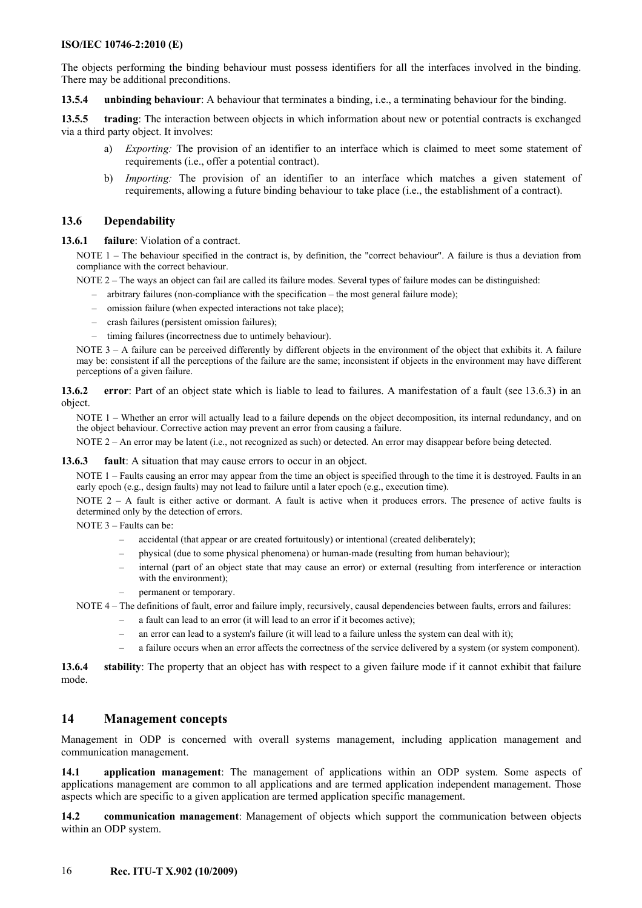The objects performing the binding behaviour must possess identifiers for all the interfaces involved in the binding. There may be additional preconditions.

**13.5.4 unbinding behaviour**: A behaviour that terminates a binding, i.e., a terminating behaviour for the binding.

**13.5.5 trading**: The interaction between objects in which information about new or potential contracts is exchanged via a third party object. It involves:

a) *Exporting:* The provision of an identifier to an interface which is claimed to meet some statement of requirements (i.e., offer a potential contract).

b) *Importing:* The provision of an identifier to an interface which matches a given statement of requirements, allowing a future binding behaviour to take place (i.e., the establishment of a contract).

## 13.6 Dependability

**13.6.1 failure**: Violation of a contract.

NOTE 1 – The behaviour specified in the contract is, by definition, the "correct behaviour". A failure is thus a deviation from compliance with the correct behaviour.

NOTE 2 – The ways an object can fail are called its failure modes. Several types of failure modes can be distinguished:

– arbitrary failures (non-compliance with the specification – the most general failure mode);

– omission failure (when expected interactions not take place);

– crash failures (persistent omission failures);

– timing failures (incorrectness due to untimely behaviour).

NOTE 3 – A failure can be perceived differently by different objects in the environment of the object that exhibits it. A failure may be: consistent if all the perceptions of the failure are the same; inconsistent if objects in the environment may have different perceptions of a given failure.

**13.6.2 error**: Part of an object state which is liable to lead to failures. A manifestation of a fault (see 13.6.3) in an object.

NOTE 1 – Whether an error will actually lead to a failure depends on the object decomposition, its internal redundancy, and on the object behaviour. Corrective action may prevent an error from causing a failure.

NOTE 2 – An error may be latent (i.e., not recognized as such) or detected. An error may disappear before being detected.

**13.6.3 fault**: A situation that may cause errors to occur in an object.

NOTE 1 – Faults causing an error may appear from the time an object is specified through to the time it is destroyed. Faults in an early epoch (e.g., design faults) may not lead to failure until a later epoch (e.g., execution time).

NOTE 2 – A fault is either active or dormant. A fault is active when it produces errors. The presence of active faults is determined only by the detection of errors.

NOTE 3 – Faults can be:

– accidental (that appear or are created fortuitously) or intentional (created deliberately);

– physical (due to some physical phenomena) or human-made (resulting from human behaviour);

– internal (part of an object state that may cause an error) or external (resulting from interference or interaction with the environment);

– permanent or temporary.

NOTE 4 – The definitions of fault, error and failure imply, recursively, causal dependencies between faults, errors and failures:

– a fault can lead to an error (it will lead to an error if it becomes active);

– an error can lead to a system's failure (it will lead to a failure unless the system can deal with it);

– a failure occurs when an error affects the correctness of the service delivered by a system (or system component).

**13.6.4 stability**: The property that an object has with respect to a given failure mode if it cannot exhibit that failure mode.

# 14 Management concepts

Management in ODP is concerned with overall systems management, including application management and communication management.

**14.1 application management**: The management of applications within an ODP system. Some aspects of applications management are common to all applications and are termed application independent management. Those aspects which are specific to a given application are termed application specific management.

**14.2 communication management**: Management of objects which support the communication between objects within an ODP system.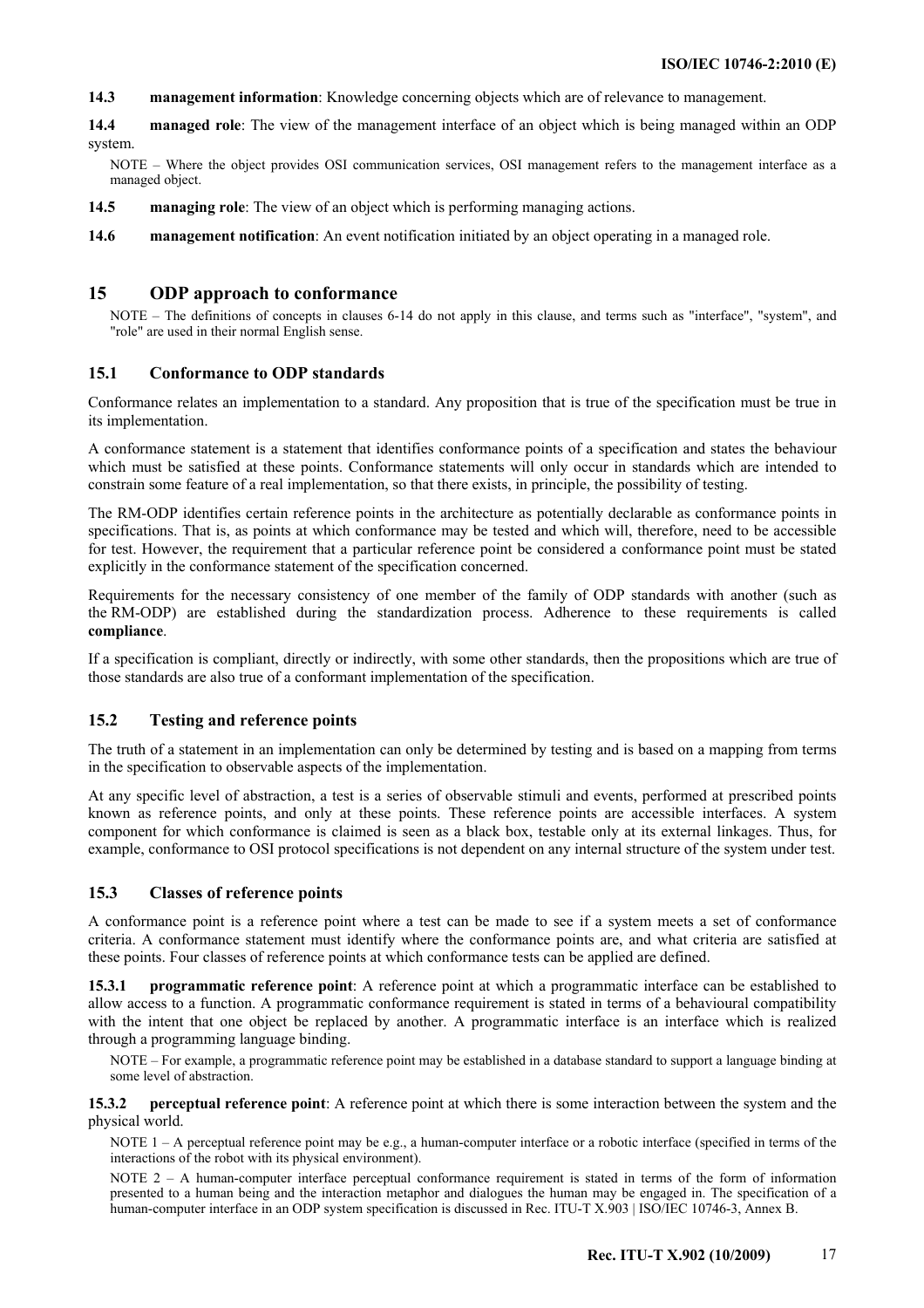**14.3 management information**: Knowledge concerning objects which are of relevance to management.

**14.4 managed role**: The view of the management interface of an object which is being managed within an ODP system.

NOTE – Where the object provides OSI communication services, OSI management refers to the management interface as a managed object.

**14.5 managing role**: The view of an object which is performing managing actions.

**14.6 management notification**: An event notification initiated by an object operating in a managed role.

## 15 ODP approach to conformance

NOTE – The definitions of concepts in clauses 6-14 do not apply in this clause, and terms such as "interface", "system", and "role" are used in their normal English sense.

### 15.1 Conformance to ODP standards

Conformance relates an implementation to a standard. Any proposition that is true of the specification must be true in its implementation.

A conformance statement is a statement that identifies conformance points of a specification and states the behaviour which must be satisfied at these points. Conformance statements will only occur in standards which are intended to constrain some feature of a real implementation, so that there exists, in principle, the possibility of testing.

The RM-ODP identifies certain reference points in the architecture as potentially declarable as conformance points in specifications. That is, as points at which conformance may be tested and which will, therefore, need to be accessible for test. However, the requirement that a particular reference point be considered a conformance point must be stated explicitly in the conformance statement of the specification concerned.

Requirements for the necessary consistency of one member of the family of ODP standards with another (such as the RM-ODP) are established during the standardization process. Adherence to these requirements is called **compliance**.

If a specification is compliant, directly or indirectly, with some other standards, then the propositions which are true of those standards are also true of a conformant implementation of the specification.

### 15.2 Testing and reference points

The truth of a statement in an implementation can only be determined by testing and is based on a mapping from terms in the specification to observable aspects of the implementation.

At any specific level of abstraction, a test is a series of observable stimuli and events, performed at prescribed points known as reference points, and only at these points. These reference points are accessible interfaces. A system component for which conformance is claimed is seen as a black box, testable only at its external linkages. Thus, for example, conformance to OSI protocol specifications is not dependent on any internal structure of the system under test.

### 15.3 Classes of reference points

A conformance point is a reference point where a test can be made to see if a system meets a set of conformance criteria. A conformance statement must identify where the conformance points are, and what criteria are satisfied at these points. Four classes of reference points at which conformance tests can be applied are defined.

**15.3.1 programmatic reference point**: A reference point at which a programmatic interface can be established to allow access to a function. A programmatic conformance requirement is stated in terms of a behavioural compatibility with the intent that one object be replaced by another. A programmatic interface is an interface which is realized through a programming language binding.

NOTE – For example, a programmatic reference point may be established in a database standard to support a language binding at some level of abstraction.

**15.3.2 perceptual reference point**: A reference point at which there is some interaction between the system and the physical world.

NOTE 1 – A perceptual reference point may be e.g., a human-computer interface or a robotic interface (specified in terms of the interactions of the robot with its physical environment).

NOTE 2 – A human-computer interface perceptual conformance requirement is stated in terms of the form of information presented to a human being and the interaction metaphor and dialogues the human may be engaged in. The specification of a human-computer interface in an ODP system specification is discussed in Rec. ITU-T X.903 | ISO/IEC 10746-3, Annex B.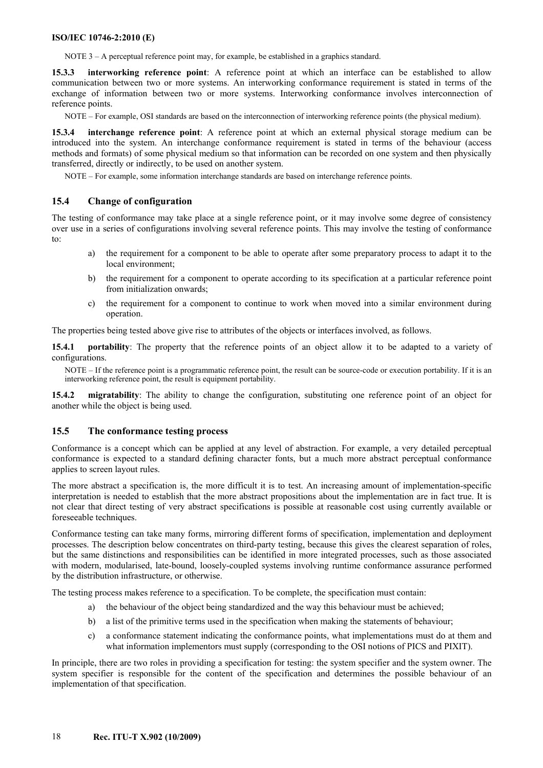NOTE 3 – A perceptual reference point may, for example, be established in a graphics standard.

**15.3.3 interworking reference point**: A reference point at which an interface can be established to allow communication between two or more systems. An interworking conformance requirement is stated in terms of the exchange of information between two or more systems. Interworking conformance involves interconnection of reference points.

NOTE – For example, OSI standards are based on the interconnection of interworking reference points (the physical medium).

**15.3.4 interchange reference point**: A reference point at which an external physical storage medium can be introduced into the system. An interchange conformance requirement is stated in terms of the behaviour (access methods and formats) of some physical medium so that information can be recorded on one system and then physically transferred, directly or indirectly, to be used on another system.

NOTE – For example, some information interchange standards are based on interchange reference points.

### 15.4 Change of configuration

The testing of conformance may take place at a single reference point, or it may involve some degree of consistency over use in a series of configurations involving several reference points. This may involve the testing of conformance to:

a) the requirement for a component to be able to operate after some preparatory process to adapt it to the local environment;

b) the requirement for a component to operate according to its specification at a particular reference point from initialization onwards;

c) the requirement for a component to continue to work when moved into a similar environment during operation.

The properties being tested above give rise to attributes of the objects or interfaces involved, as follows.

**15.4.1 portability**: The property that the reference points of an object allow it to be adapted to a variety of configurations.

NOTE – If the reference point is a programmatic reference point, the result can be source-code or execution portability. If it is an interworking reference point, the result is equipment portability.

**15.4.2 migratability**: The ability to change the configuration, substituting one reference point of an object for another while the object is being used.

### 15.5 The conformance testing process

Conformance is a concept which can be applied at any level of abstraction. For example, a very detailed perceptual conformance is expected to a standard defining character fonts, but a much more abstract perceptual conformance applies to screen layout rules.

The more abstract a specification is, the more difficult it is to test. An increasing amount of implementation-specific interpretation is needed to establish that the more abstract propositions about the implementation are in fact true. It is not clear that direct testing of very abstract specifications is possible at reasonable cost using currently available or foreseeable techniques.

Conformance testing can take many forms, mirroring different forms of specification, implementation and deployment processes. The description below concentrates on third-party testing, because this gives the clearest separation of roles, but the same distinctions and responsibilities can be identified in more integrated processes, such as those associated with modern, modularised, late-bound, loosely-coupled systems involving runtime conformance assurance performed by the distribution infrastructure, or otherwise.

The testing process makes reference to a specification. To be complete, the specification must contain:

a) the behaviour of the object being standardized and the way this behaviour must be achieved;

b) a list of the primitive terms used in the specification when making the statements of behaviour;

c) a conformance statement indicating the conformance points, what implementations must do at them and what information implementors must supply (corresponding to the OSI notions of PICS and PIXIT).

In principle, there are two roles in providing a specification for testing: the system specifier and the system owner. The system specifier is responsible for the content of the specification and determines the possible behaviour of an implementation of that specification.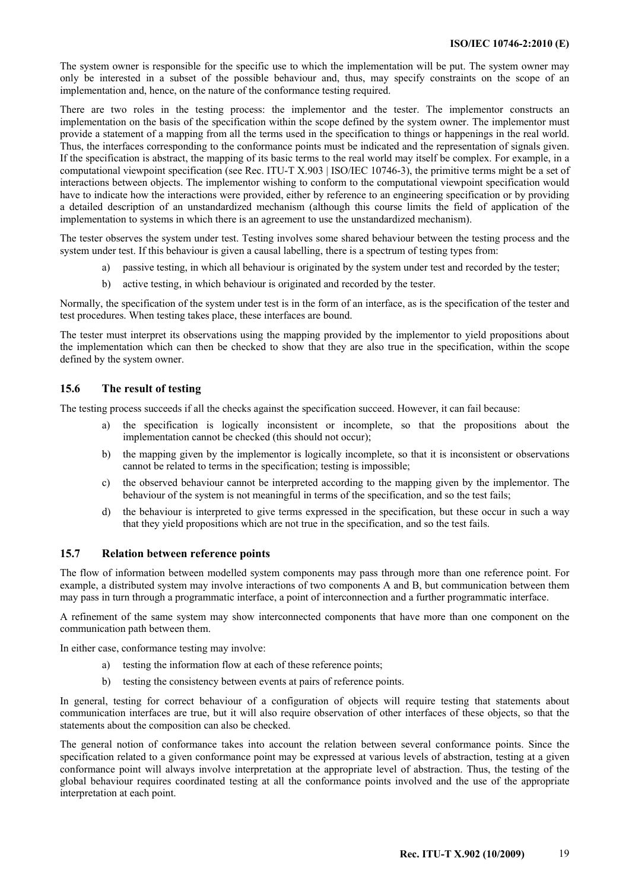The system owner is responsible for the specific use to which the implementation will be put. The system owner may only be interested in a subset of the possible behaviour and, thus, may specify constraints on the scope of an implementation and, hence, on the nature of the conformance testing required.

There are two roles in the testing process: the implementor and the tester. The implementor constructs an implementation on the basis of the specification within the scope defined by the system owner. The implementor must provide a statement of a mapping from all the terms used in the specification to things or happenings in the real world. Thus, the interfaces corresponding to the conformance points must be indicated and the representation of signals given. If the specification is abstract, the mapping of its basic terms to the real world may itself be complex. For example, in a computational viewpoint specification (see Rec. ITU-T X.903 | ISO/IEC 10746-3), the primitive terms might be a set of interactions between objects. The implementor wishing to conform to the computational viewpoint specification would have to indicate how the interactions were provided, either by reference to an engineering specification or by providing a detailed description of an unstandardized mechanism (although this course limits the field of application of the implementation to systems in which there is an agreement to use the unstandardized mechanism).

The tester observes the system under test. Testing involves some shared behaviour between the testing process and the system under test. If this behaviour is given a causal labelling, there is a spectrum of testing types from:

a) passive testing, in which all behaviour is originated by the system under test and recorded by the tester;

b) active testing, in which behaviour is originated and recorded by the tester.

Normally, the specification of the system under test is in the form of an interface, as is the specification of the tester and test procedures. When testing takes place, these interfaces are bound.

The tester must interpret its observations using the mapping provided by the implementor to yield propositions about the implementation which can then be checked to show that they are also true in the specification, within the scope defined by the system owner.

### 15.6 The result of testing

The testing process succeeds if all the checks against the specification succeed. However, it can fail because:

a) the specification is logically inconsistent or incomplete, so that the propositions about the implementation cannot be checked (this should not occur);

b) the mapping given by the implementor is logically incomplete, so that it is inconsistent or observations cannot be related to terms in the specification; testing is impossible;

c) the observed behaviour cannot be interpreted according to the mapping given by the implementor. The behaviour of the system is not meaningful in terms of the specification, and so the test fails;

d) the behaviour is interpreted to give terms expressed in the specification, but these occur in such a way that they yield propositions which are not true in the specification, and so the test fails.

### 15.7 Relation between reference points

The flow of information between modelled system components may pass through more than one reference point. For example, a distributed system may involve interactions of two components A and B, but communication between them may pass in turn through a programmatic interface, a point of interconnection and a further programmatic interface.

A refinement of the same system may show interconnected components that have more than one component on the communication path between them.

In either case, conformance testing may involve:

a) testing the information flow at each of these reference points;

b) testing the consistency between events at pairs of reference points.

In general, testing for correct behaviour of a configuration of objects will require testing that statements about communication interfaces are true, but it will also require observation of other interfaces of these objects, so that the statements about the composition can also be checked.

The general notion of conformance takes into account the relation between several conformance points. Since the specification related to a given conformance point may be expressed at various levels of abstraction, testing at a given conformance point will always involve interpretation at the appropriate level of abstraction. Thus, the testing of the global behaviour requires coordinated testing at all the conformance points involved and the use of the appropriate interpretation at each point.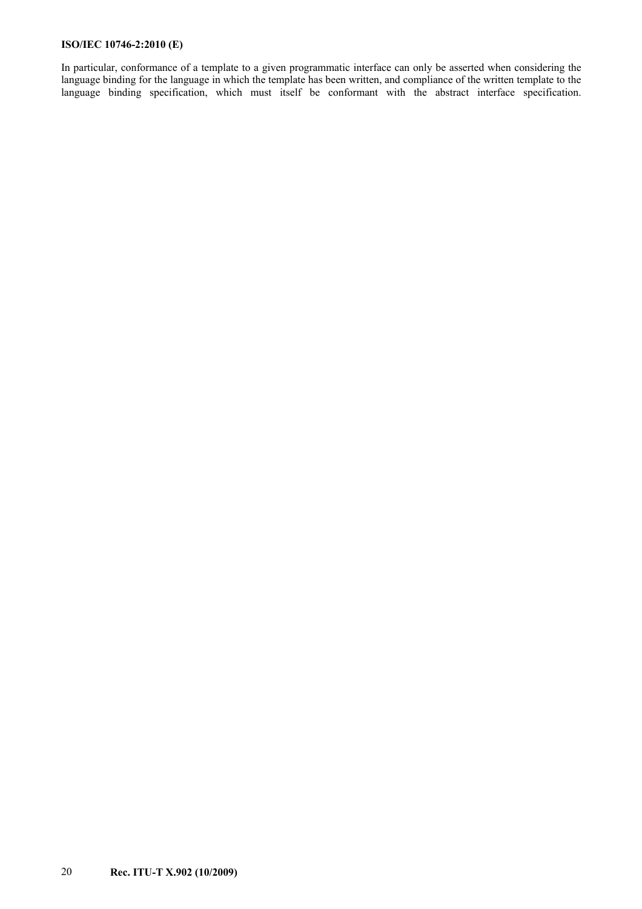In particular, conformance of a template to a given programmatic interface can only be asserted when considering the language binding for the language in which the template has been written, and compliance of the written template to the language binding specification, which must itself be conformant with the abstract interface specification.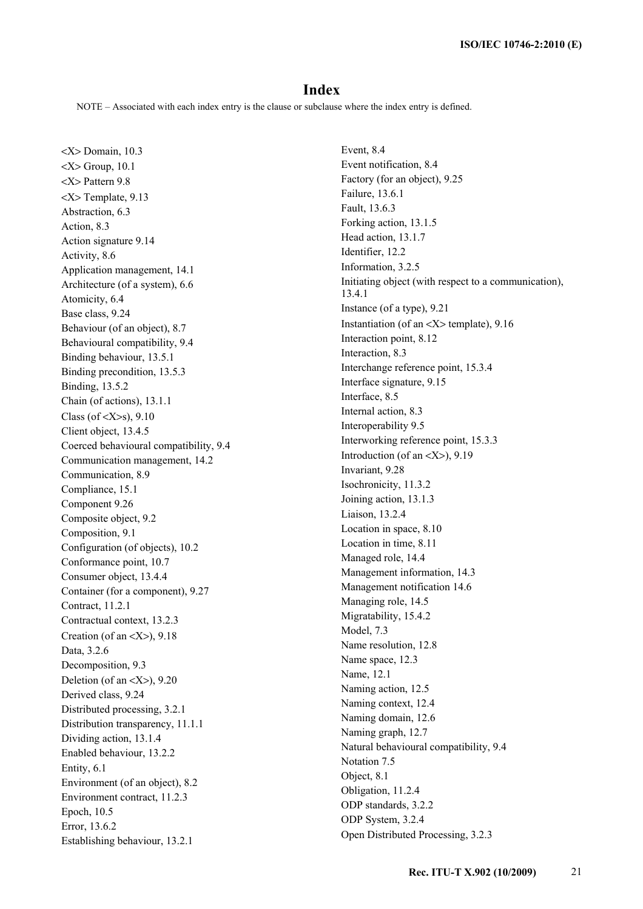# Index

NOTE – Associated with each index entry is the clause or subclause where the index entry is defined.

<X> Domain, 10.3
<X> Group, 10.1
<X> Pattern 9.8
<X> Template, 9.13
Abstraction, 6.3
Action, 8.3
Action signature 9.14
Activity, 8.6
Application management, 14.1
Architecture (of a system), 6.6
Atomicity, 6.4
Base class, 9.24
Behaviour (of an object), 8.7
Behavioural compatibility, 9.4
Binding behaviour, 13.5.1
Binding precondition, 13.5.3
Binding, 13.5.2
Chain (of actions), 13.1.1
Class (of <X>s), 9.10
Client object, 13.4.5
Coerced behavioural compatibility, 9.4
Communication management, 14.2
Communication, 8.9
Compliance, 15.1
Component 9.26
Composite object, 9.2
Composition, 9.1
Configuration (of objects), 10.2
Conformance point, 10.7
Consumer object, 13.4.4
Container (for a component), 9.27
Contract, 11.2.1
Contractual context, 13.2.3
Creation (of an <X>), 9.18
Data, 3.2.6
Decomposition, 9.3
Deletion (of an <X>), 9.20
Derived class, 9.24
Distributed processing, 3.2.1
Distribution transparency, 11.1.1
Dividing action, 13.1.4
Enabled behaviour, 13.2.2
Entity, 6.1
Environment (of an object), 8.2
Environment contract, 11.2.3
Epoch, 10.5
Error, 13.6.2
Establishing behaviour, 13.2.1
Event, 8.4
Event notification, 8.4
Factory (for an object), 9.25
Failure, 13.6.1
Fault, 13.6.3
Forking action, 13.1.5
Head action, 13.1.7
Identifier, 12.2
Information, 3.2.5
Initiating object (with respect to a communication), 13.4.1
Instance (of a type), 9.21
Instantiation (of an <X> template), 9.16
Interaction point, 8.12
Interaction, 8.3
Interchange reference point, 15.3.4
Interface signature, 9.15
Interface, 8.5
Internal action, 8.3
Interoperability 9.5
Interworking reference point, 15.3.3
Introduction (of an <X>), 9.19
Invariant, 9.28
Isochronicity, 11.3.2
Joining action, 13.1.3
Liaison, 13.2.4
Location in space, 8.10
Location in time, 8.11
Managed role, 14.4
Management information, 14.3
Management notification 14.6
Managing role, 14.5
Migratability, 15.4.2
Model, 7.3
Name resolution, 12.8
Name space, 12.3
Name, 12.1
Naming action, 12.5
Naming context, 12.4
Naming domain, 12.6
Naming graph, 12.7
Natural behavioural compatibility, 9.4
Notation 7.5
Object, 8.1
Obligation, 11.2.4
ODP standards, 3.2.2
ODP System, 3.2.4
Open Distributed Processing, 3.2.3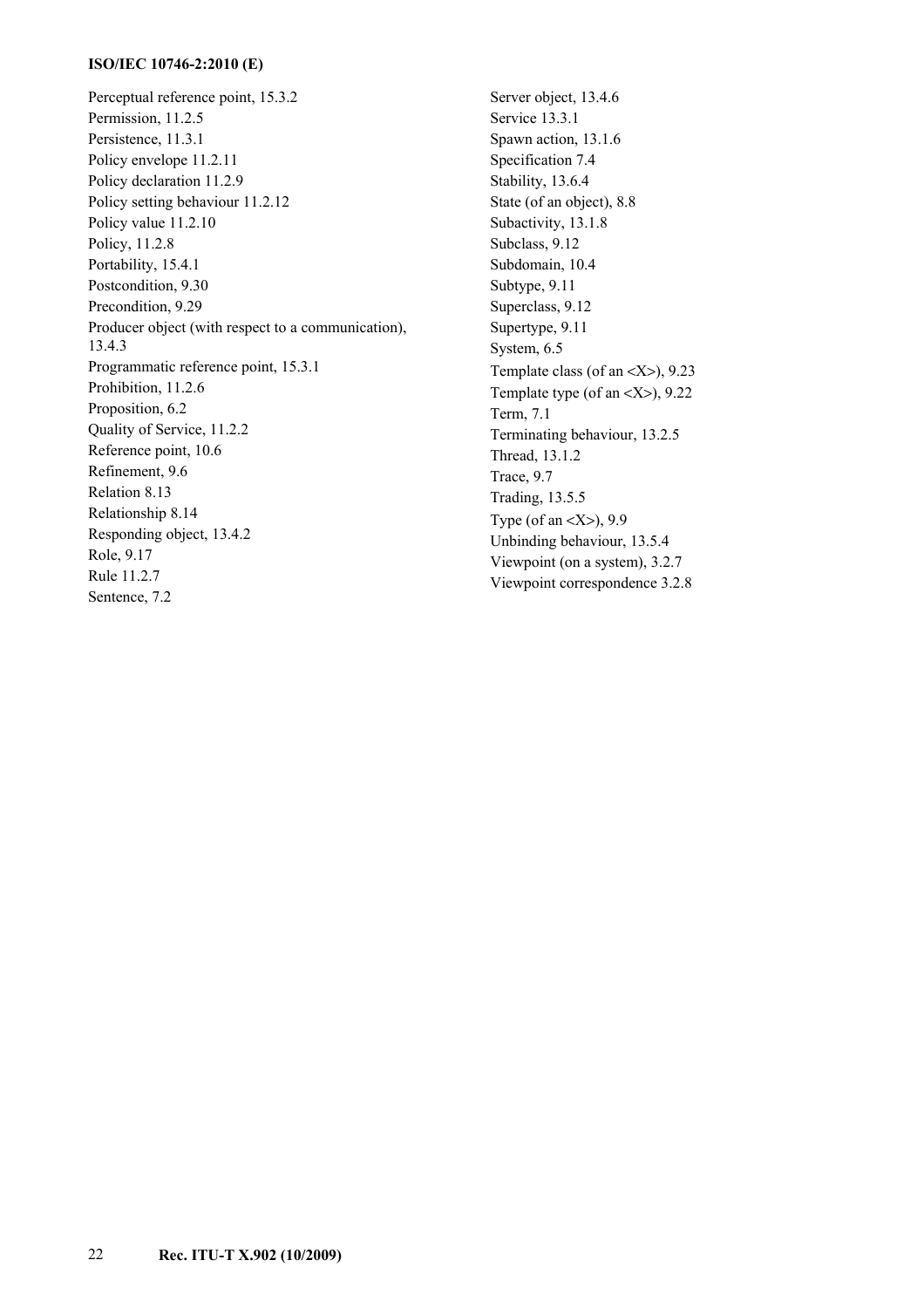Perceptual reference point, 15.3.2
Permission, 11.2.5
Persistence, 11.3.1
Policy envelope 11.2.11
Policy declaration 11.2.9
Policy setting behaviour 11.2.12
Policy value 11.2.10
Policy, 11.2.8
Portability, 15.4.1
Postcondition, 9.30
Precondition, 9.29
Producer object (with respect to a communication), 13.4.3
Programmatic reference point, 15.3.1
Prohibition, 11.2.6
Proposition, 6.2
Quality of Service, 11.2.2
Reference point, 10.6
Refinement, 9.6
Relation 8.13
Relationship 8.14
Responding object, 13.4.2
Role, 9.17
Rule 11.2.7
Sentence, 7.2
Server object, 13.4.6
Service 13.3.1
Spawn action, 13.1.6
Specification 7.4
Stability, 13.6.4
State (of an object), 8.8
Subactivity, 13.1.8
Subclass, 9.12
Subdomain, 10.4
Subtype, 9.11
Superclass, 9.12
Supertype, 9.11
System, 6.5
Template class (of an <X>), 9.23
Template type (of an <X>), 9.22
Term, 7.1
Terminating behaviour, 13.2.5
Thread, 13.1.2
Trace, 9.7
Trading, 13.5.5
Type (of an <X>), 9.9
Unbinding behaviour, 13.5.4
Viewpoint (on a system), 3.2.7
Viewpoint correspondence 3.2.8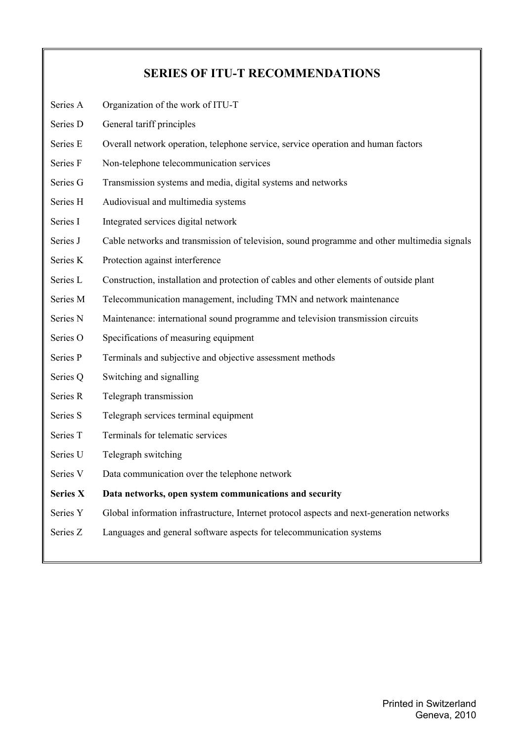## SERIES OF ITU-T RECOMMENDATIONS

| | |
|---|---|
| Series A | Organization of the work of ITU-T |
| Series D | General tariff principles |
| Series E | Overall network operation, telephone service, service operation and human factors |
| Series F | Non-telephone telecommunication services |
| Series G | Transmission systems and media, digital systems and networks |
| Series H | Audiovisual and multimedia systems |
| Series I | Integrated services digital network |
| Series J | Cable networks and transmission of television, sound programme and other multimedia signals |
| Series K | Protection against interference |
| Series L | Construction, installation and protection of cables and other elements of outside plant |
| Series M | Telecommunication management, including TMN and network maintenance |
| Series N | Maintenance: international sound programme and television transmission circuits |
| Series O | Specifications of measuring equipment |
| Series P | Terminals and subjective and objective assessment methods |
| Series Q | Switching and signalling |
| Series R | Telegraph transmission |
| Series S | Telegraph services terminal equipment |
| Series T | Terminals for telematic services |
| Series U | Telegraph switching |
| Series V | Data communication over the telephone network |
| **Series X** | **Data networks, open system communications and security** |
| Series Y | Global information infrastructure, Internet protocol aspects and next-generation networks |
| Series Z | Languages and general software aspects for telecommunication systems |

Printed in Switzerland
Geneva, 2010